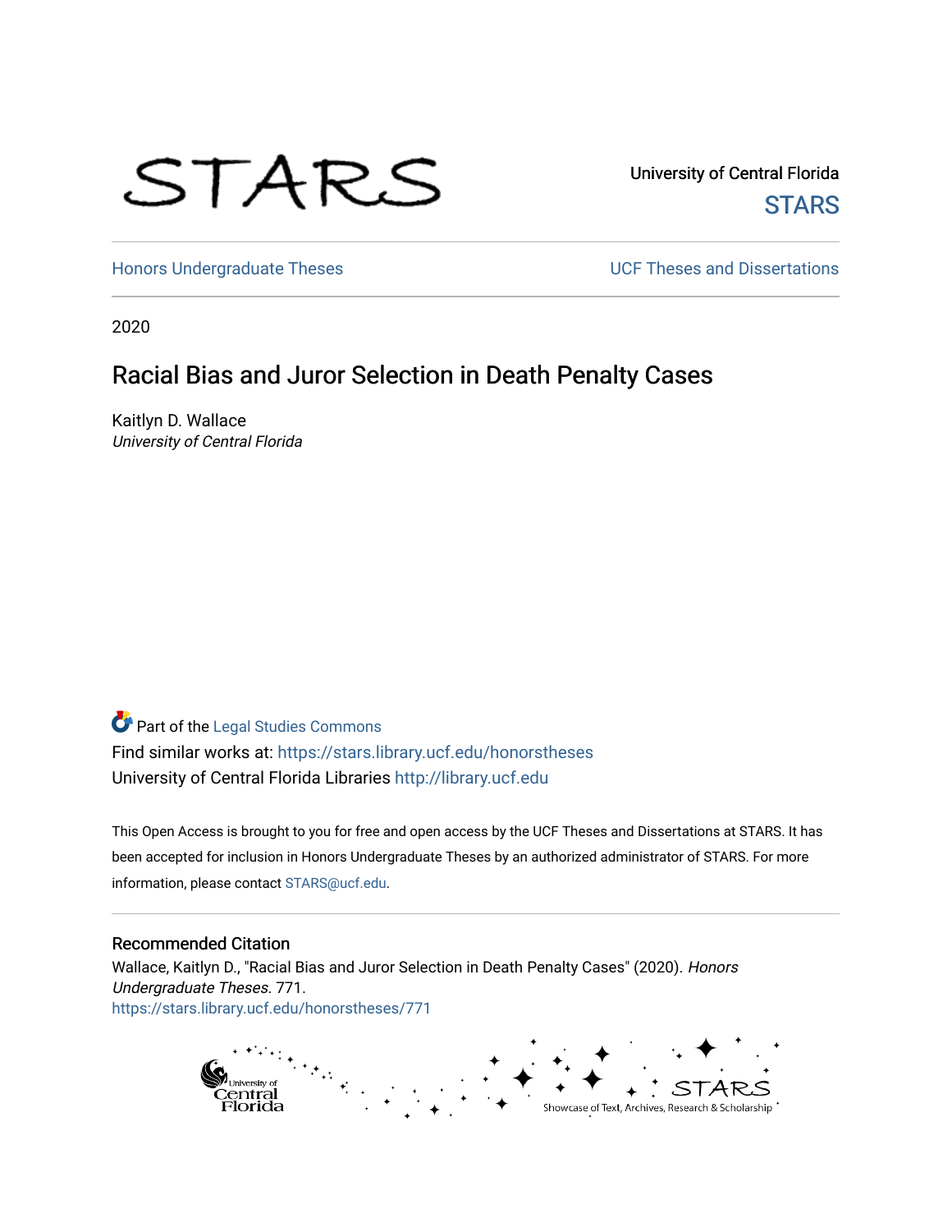STARS

University of Central Florida
STARS

Honors Undergraduate Theses

UCF Theses and Dissertations

2020

# Racial Bias and Juror Selection in Death Penalty Cases

Kaitlyn D. Wallace
*University of Central Florida*

Part of the Legal Studies Commons
Find similar works at: https://stars.library.ucf.edu/honorstheses
University of Central Florida Libraries http://library.ucf.edu

This Open Access is brought to you for free and open access by the UCF Theses and Dissertations at STARS. It has been accepted for inclusion in Honors Undergraduate Theses by an authorized administrator of STARS. For more information, please contact STARS@ucf.edu.

## Recommended Citation

Wallace, Kaitlyn D., "Racial Bias and Juror Selection in Death Penalty Cases" (2020). *Honors Undergraduate Theses*. 771.
https://stars.library.ucf.edu/honorstheses/771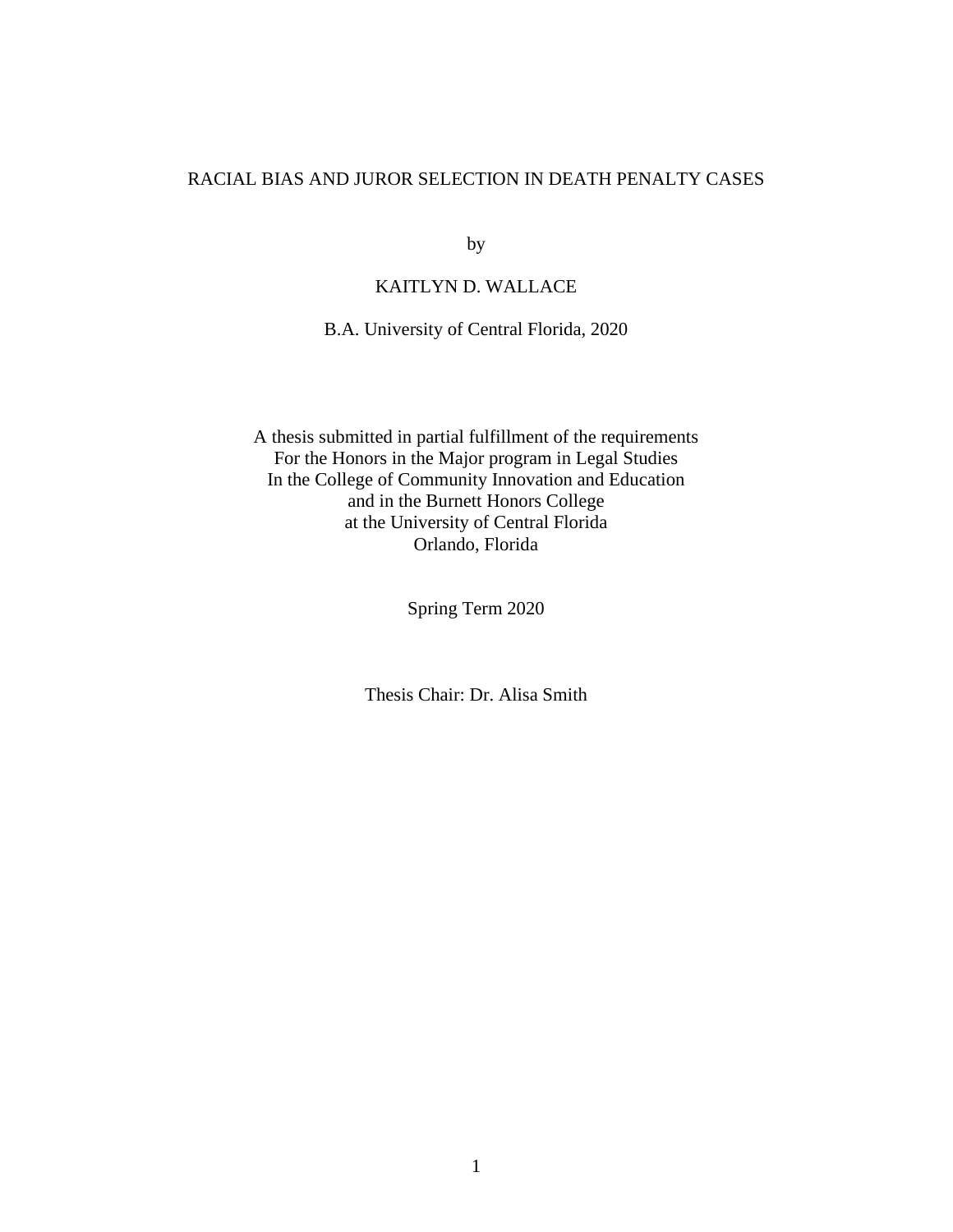# RACIAL BIAS AND JUROR SELECTION IN DEATH PENALTY CASES

by

KAITLYN D. WALLACE

B.A. University of Central Florida, 2020

A thesis submitted in partial fulfillment of the requirements
For the Honors in the Major program in Legal Studies
In the College of Community Innovation and Education
and in the Burnett Honors College
at the University of Central Florida
Orlando, Florida

Spring Term 2020

Thesis Chair: Dr. Alisa Smith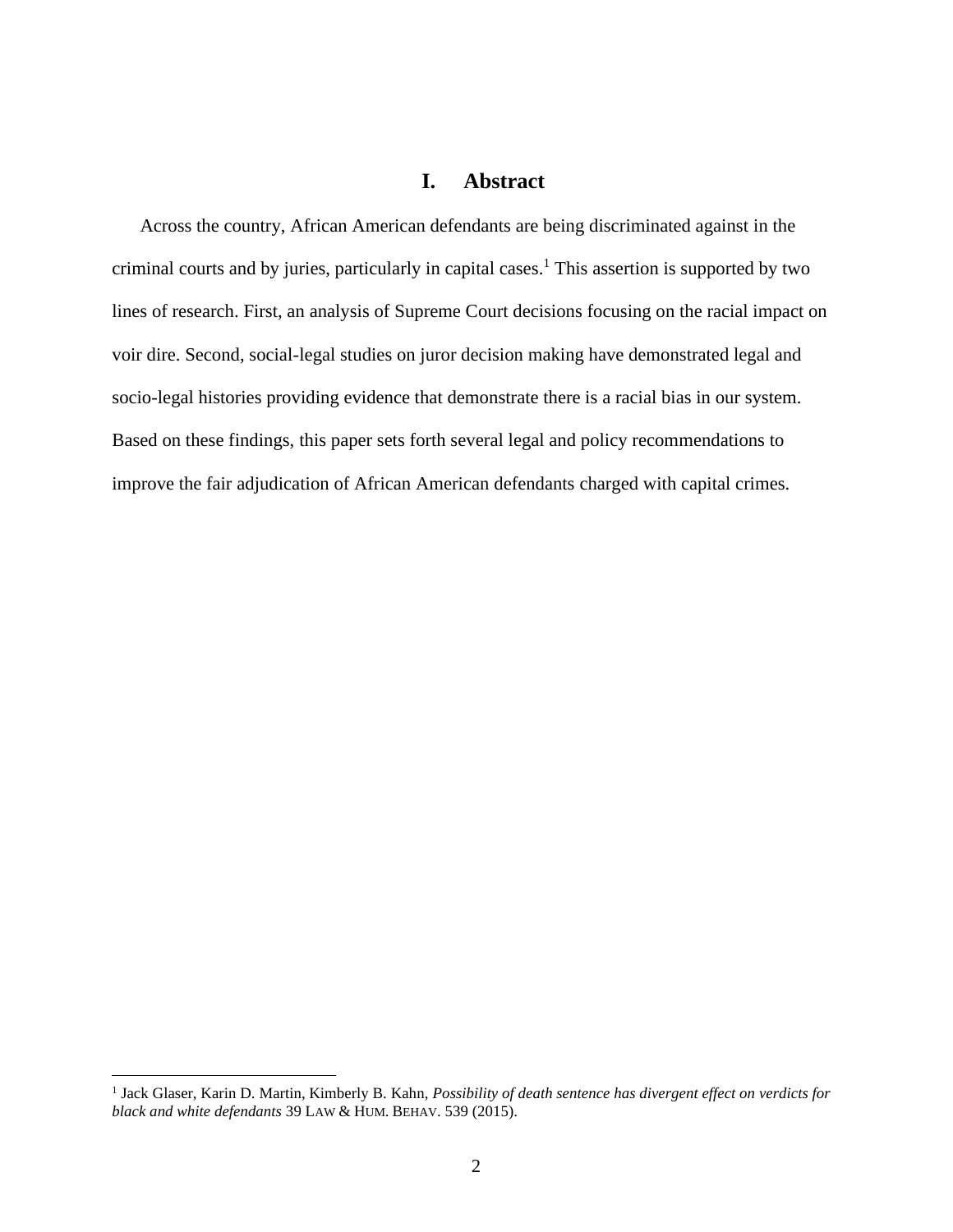# I. Abstract

Across the country, African American defendants are being discriminated against in the criminal courts and by juries, particularly in capital cases.[1] This assertion is supported by two lines of research. First, an analysis of Supreme Court decisions focusing on the racial impact on voir dire. Second, social-legal studies on juror decision making have demonstrated legal and socio-legal histories providing evidence that demonstrate there is a racial bias in our system. Based on these findings, this paper sets forth several legal and policy recommendations to improve the fair adjudication of African American defendants charged with capital crimes.

---

[1] Jack Glaser, Karin D. Martin, Kimberly B. Kahn, *Possibility of death sentence has divergent effect on verdicts for black and white defendants* 39 LAW & HUM. BEHAV. 539 (2015).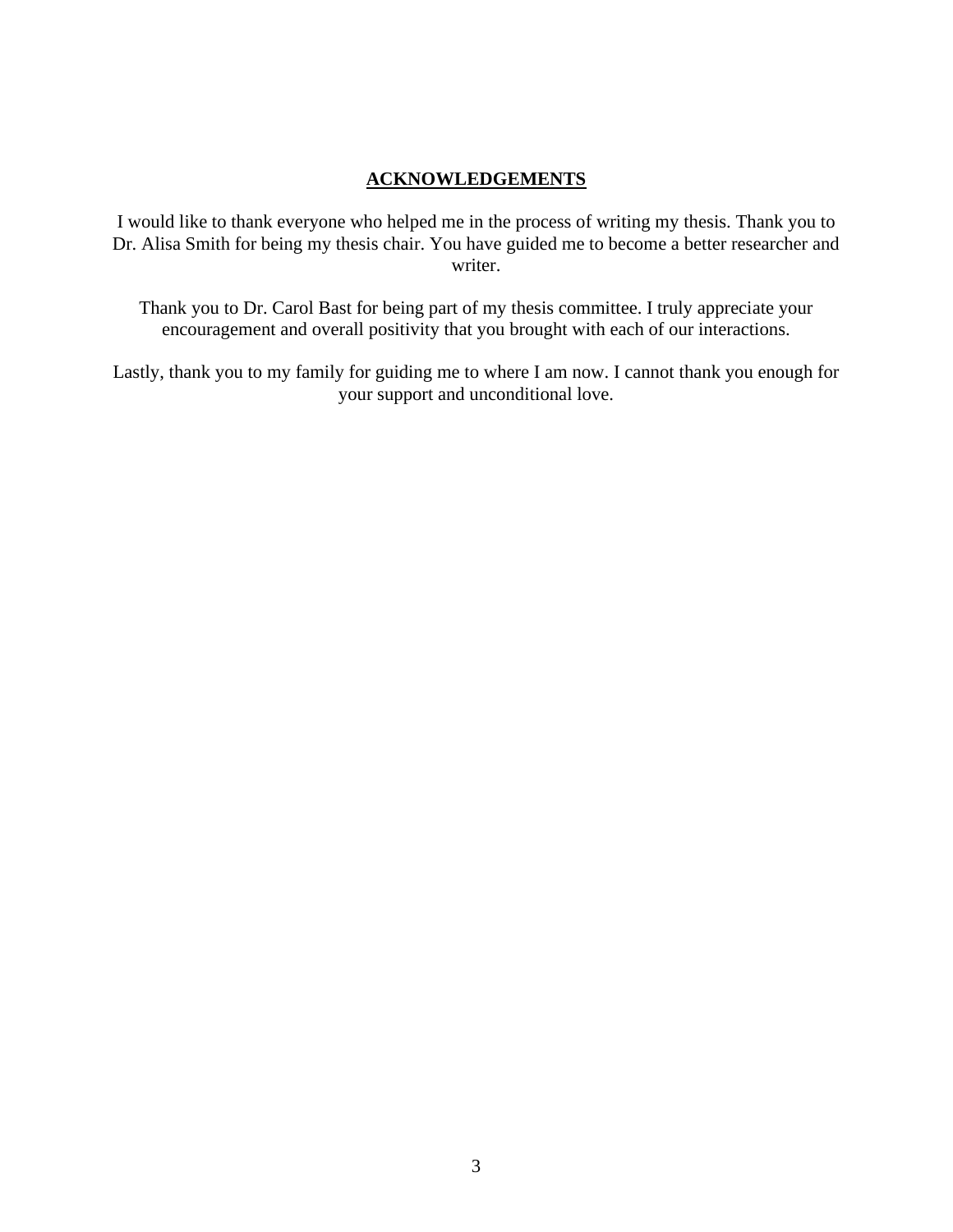# ACKNOWLEDGEMENTS

I would like to thank everyone who helped me in the process of writing my thesis. Thank you to Dr. Alisa Smith for being my thesis chair. You have guided me to become a better researcher and writer.

Thank you to Dr. Carol Bast for being part of my thesis committee. I truly appreciate your encouragement and overall positivity that you brought with each of our interactions.

Lastly, thank you to my family for guiding me to where I am now. I cannot thank you enough for your support and unconditional love.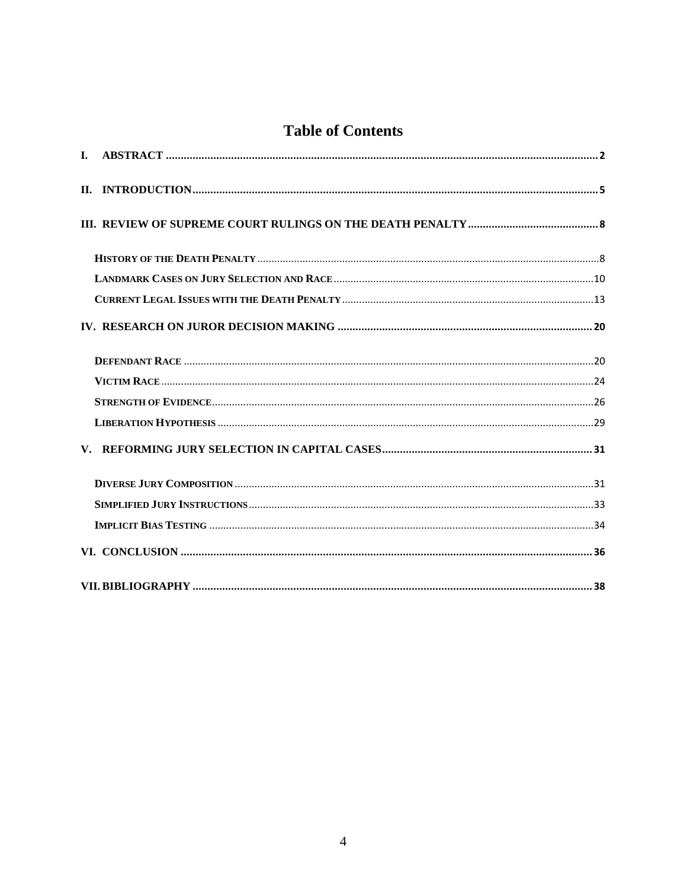# Table of Contents

I. ABSTRACT .......... 2

II. INTRODUCTION .......... 5

III. REVIEW OF SUPREME COURT RULINGS ON THE DEATH PENALTY .......... 8

- HISTORY OF THE DEATH PENALTY .......... 8
- LANDMARK CASES ON JURY SELECTION AND RACE .......... 10
- CURRENT LEGAL ISSUES WITH THE DEATH PENALTY .......... 13

IV. RESEARCH ON JUROR DECISION MAKING .......... 20

- DEFENDANT RACE .......... 20
- VICTIM RACE .......... 24
- STRENGTH OF EVIDENCE .......... 26
- LIBERATION HYPOTHESIS .......... 29

V. REFORMING JURY SELECTION IN CAPITAL CASES .......... 31

- DIVERSE JURY COMPOSITION .......... 31
- SIMPLIFIED JURY INSTRUCTIONS .......... 33
- IMPLICIT BIAS TESTING .......... 34

VI. CONCLUSION .......... 36

VII. BIBLIOGRAPHY .......... 38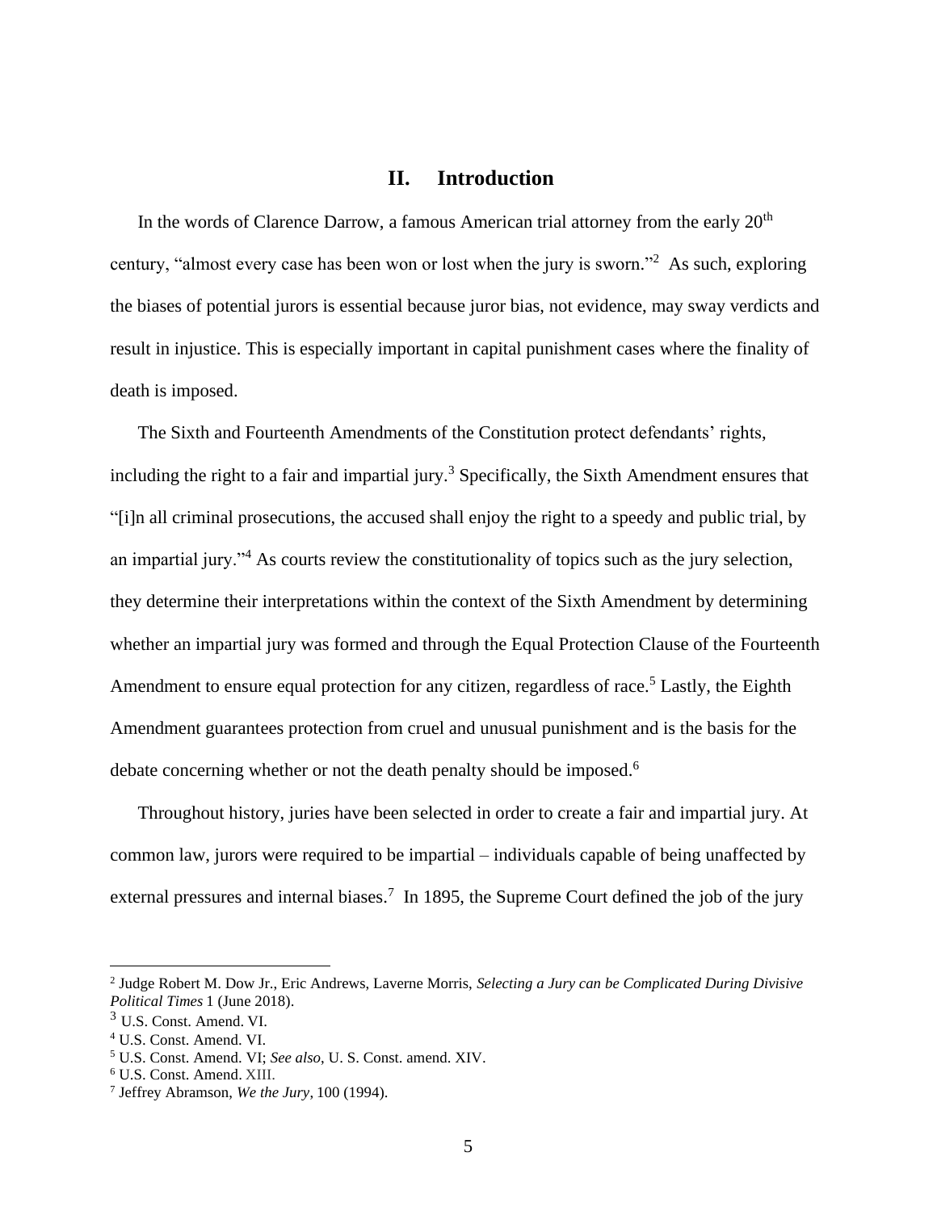## II. Introduction

In the words of Clarence Darrow, a famous American trial attorney from the early 20th century, "almost every case has been won or lost when the jury is sworn."[2] As such, exploring the biases of potential jurors is essential because juror bias, not evidence, may sway verdicts and result in injustice. This is especially important in capital punishment cases where the finality of death is imposed.

The Sixth and Fourteenth Amendments of the Constitution protect defendants' rights, including the right to a fair and impartial jury.[3] Specifically, the Sixth Amendment ensures that "[i]n all criminal prosecutions, the accused shall enjoy the right to a speedy and public trial, by an impartial jury."[4] As courts review the constitutionality of topics such as the jury selection, they determine their interpretations within the context of the Sixth Amendment by determining whether an impartial jury was formed and through the Equal Protection Clause of the Fourteenth Amendment to ensure equal protection for any citizen, regardless of race.[5] Lastly, the Eighth Amendment guarantees protection from cruel and unusual punishment and is the basis for the debate concerning whether or not the death penalty should be imposed.[6]

Throughout history, juries have been selected in order to create a fair and impartial jury. At common law, jurors were required to be impartial – individuals capable of being unaffected by external pressures and internal biases.[7] In 1895, the Supreme Court defined the job of the jury

---

[2] Judge Robert M. Dow Jr., Eric Andrews, Laverne Morris, *Selecting a Jury can be Complicated During Divisive Political Times* 1 (June 2018).

[3] U.S. Const. Amend. VI.

[4] U.S. Const. Amend. VI.

[5] U.S. Const. Amend. VI; *See also*, U. S. Const. amend. XIV.

[6] U.S. Const. Amend. XIII.

[7] Jeffrey Abramson, *We the Jury*, 100 (1994).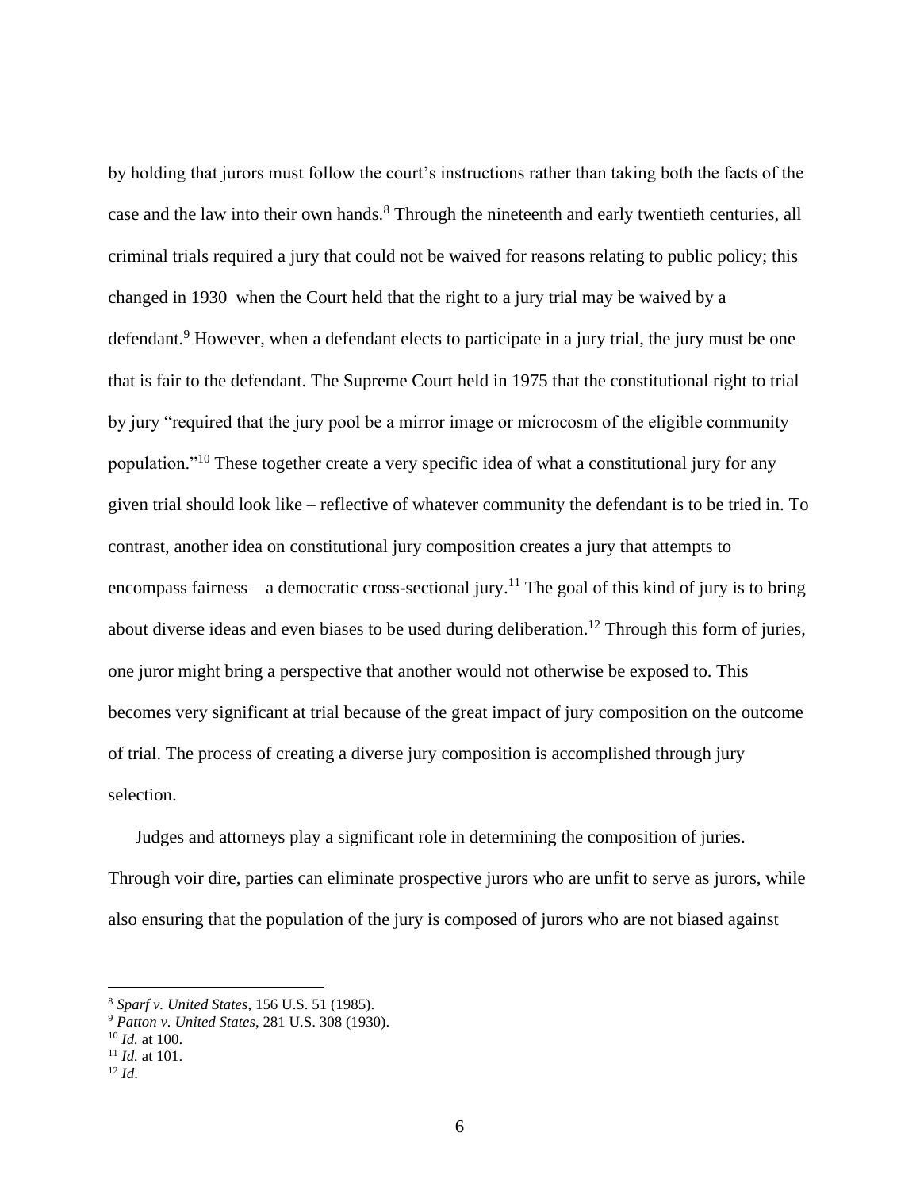by holding that jurors must follow the court's instructions rather than taking both the facts of the case and the law into their own hands.[8] Through the nineteenth and early twentieth centuries, all criminal trials required a jury that could not be waived for reasons relating to public policy; this changed in 1930 when the Court held that the right to a jury trial may be waived by a defendant.[9] However, when a defendant elects to participate in a jury trial, the jury must be one that is fair to the defendant. The Supreme Court held in 1975 that the constitutional right to trial by jury "required that the jury pool be a mirror image or microcosm of the eligible community population."[10] These together create a very specific idea of what a constitutional jury for any given trial should look like – reflective of whatever community the defendant is to be tried in. To contrast, another idea on constitutional jury composition creates a jury that attempts to encompass fairness – a democratic cross-sectional jury.[11] The goal of this kind of jury is to bring about diverse ideas and even biases to be used during deliberation.[12] Through this form of juries, one juror might bring a perspective that another would not otherwise be exposed to. This becomes very significant at trial because of the great impact of jury composition on the outcome of trial. The process of creating a diverse jury composition is accomplished through jury selection.

Judges and attorneys play a significant role in determining the composition of juries. Through voir dire, parties can eliminate prospective jurors who are unfit to serve as jurors, while also ensuring that the population of the jury is composed of jurors who are not biased against

---

[8] *Sparf v. United States*, 156 U.S. 51 (1985).

[9] *Patton v. United States*, 281 U.S. 308 (1930).

[10] *Id.* at 100.

[11] *Id.* at 101.

[12] *Id*.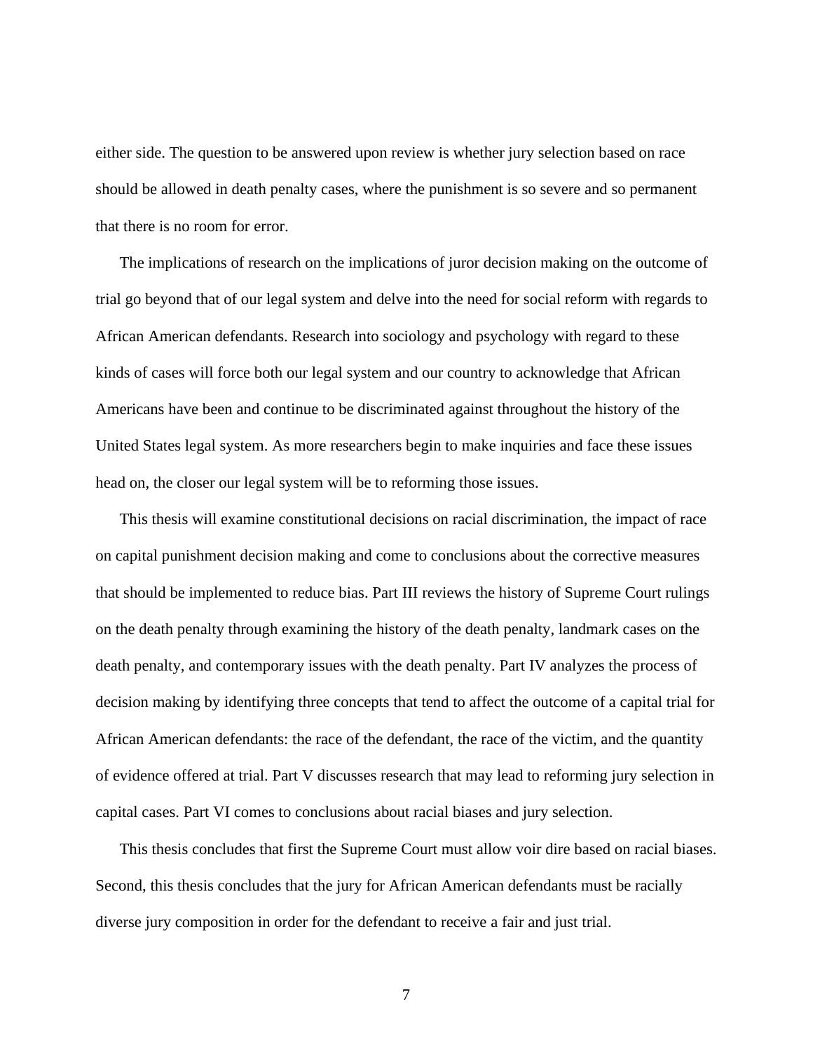either side. The question to be answered upon review is whether jury selection based on race should be allowed in death penalty cases, where the punishment is so severe and so permanent that there is no room for error.

The implications of research on the implications of juror decision making on the outcome of trial go beyond that of our legal system and delve into the need for social reform with regards to African American defendants. Research into sociology and psychology with regard to these kinds of cases will force both our legal system and our country to acknowledge that African Americans have been and continue to be discriminated against throughout the history of the United States legal system. As more researchers begin to make inquiries and face these issues head on, the closer our legal system will be to reforming those issues.

This thesis will examine constitutional decisions on racial discrimination, the impact of race on capital punishment decision making and come to conclusions about the corrective measures that should be implemented to reduce bias. Part III reviews the history of Supreme Court rulings on the death penalty through examining the history of the death penalty, landmark cases on the death penalty, and contemporary issues with the death penalty. Part IV analyzes the process of decision making by identifying three concepts that tend to affect the outcome of a capital trial for African American defendants: the race of the defendant, the race of the victim, and the quantity of evidence offered at trial. Part V discusses research that may lead to reforming jury selection in capital cases. Part VI comes to conclusions about racial biases and jury selection.

This thesis concludes that first the Supreme Court must allow voir dire based on racial biases. Second, this thesis concludes that the jury for African American defendants must be racially diverse jury composition in order for the defendant to receive a fair and just trial.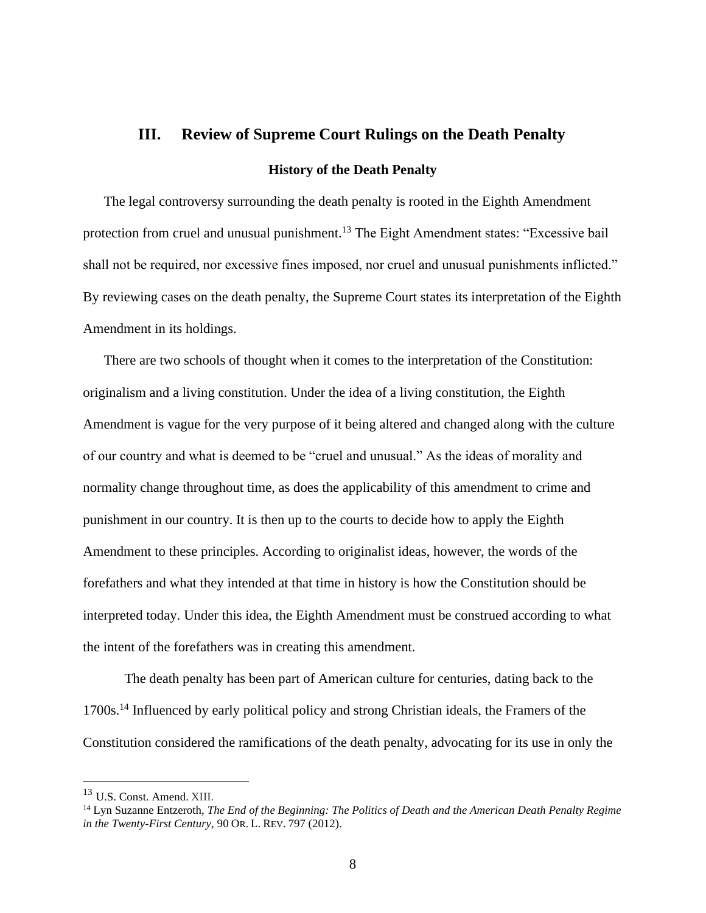## III. Review of Supreme Court Rulings on the Death Penalty

### History of the Death Penalty

The legal controversy surrounding the death penalty is rooted in the Eighth Amendment protection from cruel and unusual punishment.[13] The Eight Amendment states: "Excessive bail shall not be required, nor excessive fines imposed, nor cruel and unusual punishments inflicted." By reviewing cases on the death penalty, the Supreme Court states its interpretation of the Eighth Amendment in its holdings.

There are two schools of thought when it comes to the interpretation of the Constitution: originalism and a living constitution. Under the idea of a living constitution, the Eighth Amendment is vague for the very purpose of it being altered and changed along with the culture of our country and what is deemed to be "cruel and unusual." As the ideas of morality and normality change throughout time, as does the applicability of this amendment to crime and punishment in our country. It is then up to the courts to decide how to apply the Eighth Amendment to these principles. According to originalist ideas, however, the words of the forefathers and what they intended at that time in history is how the Constitution should be interpreted today. Under this idea, the Eighth Amendment must be construed according to what the intent of the forefathers was in creating this amendment.

The death penalty has been part of American culture for centuries, dating back to the 1700s.[14] Influenced by early political policy and strong Christian ideals, the Framers of the Constitution considered the ramifications of the death penalty, advocating for its use in only the

---

[13] U.S. Const. Amend. XIII.

[14] Lyn Suzanne Entzeroth, *The End of the Beginning: The Politics of Death and the American Death Penalty Regime in the Twenty-First Century*, 90 OR. L. REV. 797 (2012).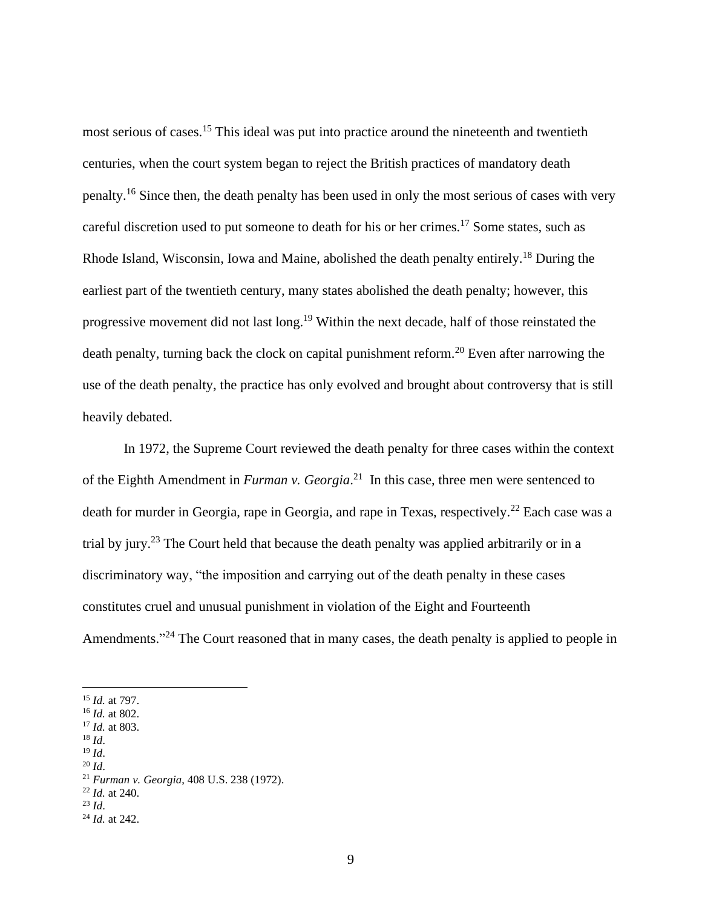most serious of cases.[15] This ideal was put into practice around the nineteenth and twentieth centuries, when the court system began to reject the British practices of mandatory death penalty.[16] Since then, the death penalty has been used in only the most serious of cases with very careful discretion used to put someone to death for his or her crimes.[17] Some states, such as Rhode Island, Wisconsin, Iowa and Maine, abolished the death penalty entirely.[18] During the earliest part of the twentieth century, many states abolished the death penalty; however, this progressive movement did not last long.[19] Within the next decade, half of those reinstated the death penalty, turning back the clock on capital punishment reform.[20] Even after narrowing the use of the death penalty, the practice has only evolved and brought about controversy that is still heavily debated.

In 1972, the Supreme Court reviewed the death penalty for three cases within the context of the Eighth Amendment in *Furman v. Georgia*.[21] In this case, three men were sentenced to death for murder in Georgia, rape in Georgia, and rape in Texas, respectively.[22] Each case was a trial by jury.[23] The Court held that because the death penalty was applied arbitrarily or in a discriminatory way, "the imposition and carrying out of the death penalty in these cases constitutes cruel and unusual punishment in violation of the Eight and Fourteenth Amendments."[24] The Court reasoned that in many cases, the death penalty is applied to people in

---

[15] *Id.* at 797.
[16] *Id.* at 802.
[17] *Id.* at 803.
[18] *Id*.
[19] *Id*.
[20] *Id*.
[21] *Furman v. Georgia*, 408 U.S. 238 (1972).
[22] *Id.* at 240.
[23] *Id*.
[24] *Id.* at 242.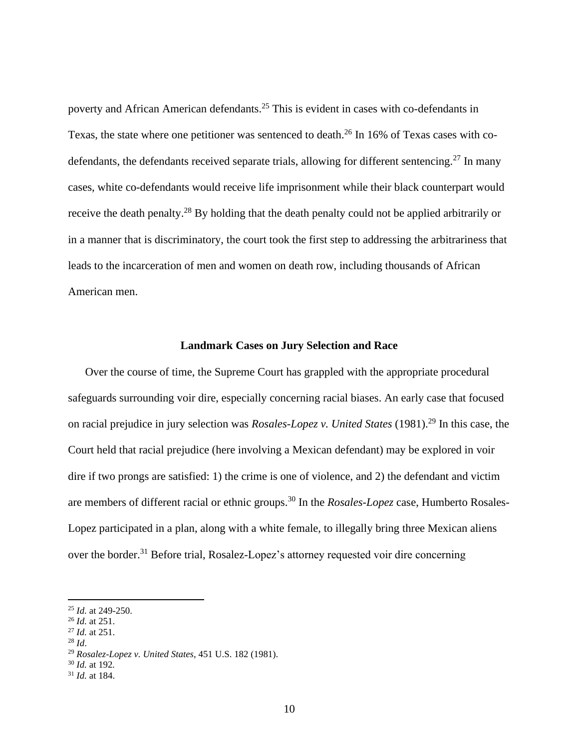poverty and African American defendants.[25] This is evident in cases with co-defendants in Texas, the state where one petitioner was sentenced to death.[26] In 16% of Texas cases with co-defendants, the defendants received separate trials, allowing for different sentencing.[27] In many cases, white co-defendants would receive life imprisonment while their black counterpart would receive the death penalty.[28] By holding that the death penalty could not be applied arbitrarily or in a manner that is discriminatory, the court took the first step to addressing the arbitrariness that leads to the incarceration of men and women on death row, including thousands of African American men.

## Landmark Cases on Jury Selection and Race

Over the course of time, the Supreme Court has grappled with the appropriate procedural safeguards surrounding voir dire, especially concerning racial biases. An early case that focused on racial prejudice in jury selection was *Rosales-Lopez v. United States* (1981).[29] In this case, the Court held that racial prejudice (here involving a Mexican defendant) may be explored in voir dire if two prongs are satisfied: 1) the crime is one of violence, and 2) the defendant and victim are members of different racial or ethnic groups.[30] In the *Rosales-Lopez* case, Humberto Rosales-Lopez participated in a plan, along with a white female, to illegally bring three Mexican aliens over the border.[31] Before trial, Rosalez-Lopez's attorney requested voir dire concerning

---

[25] *Id.* at 249-250.
[26] *Id.* at 251.
[27] *Id.* at 251.
[28] *Id*.
[29] *Rosalez-Lopez v. United States*, 451 U.S. 182 (1981).
[30] *Id.* at 192.
[31] *Id.* at 184.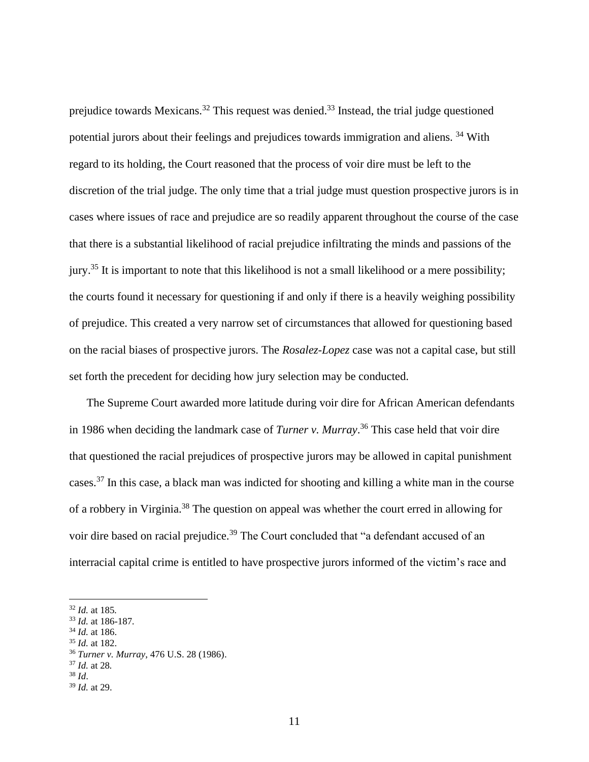prejudice towards Mexicans.[32] This request was denied.[33] Instead, the trial judge questioned potential jurors about their feelings and prejudices towards immigration and aliens. [34] With regard to its holding, the Court reasoned that the process of voir dire must be left to the discretion of the trial judge. The only time that a trial judge must question prospective jurors is in cases where issues of race and prejudice are so readily apparent throughout the course of the case that there is a substantial likelihood of racial prejudice infiltrating the minds and passions of the jury.[35] It is important to note that this likelihood is not a small likelihood or a mere possibility; the courts found it necessary for questioning if and only if there is a heavily weighing possibility of prejudice. This created a very narrow set of circumstances that allowed for questioning based on the racial biases of prospective jurors. The *Rosalez-Lopez* case was not a capital case, but still set forth the precedent for deciding how jury selection may be conducted.

The Supreme Court awarded more latitude during voir dire for African American defendants in 1986 when deciding the landmark case of *Turner v. Murray*.[36] This case held that voir dire that questioned the racial prejudices of prospective jurors may be allowed in capital punishment cases.[37] In this case, a black man was indicted for shooting and killing a white man in the course of a robbery in Virginia.[38] The question on appeal was whether the court erred in allowing for voir dire based on racial prejudice.[39] The Court concluded that "a defendant accused of an interracial capital crime is entitled to have prospective jurors informed of the victim's race and

---

[32] *Id.* at 185.
[33] *Id.* at 186-187.
[34] *Id.* at 186.
[35] *Id.* at 182.
[36] *Turner v. Murray*, 476 U.S. 28 (1986).
[37] *Id.* at 28.
[38] *Id*.
[39] *Id.* at 29.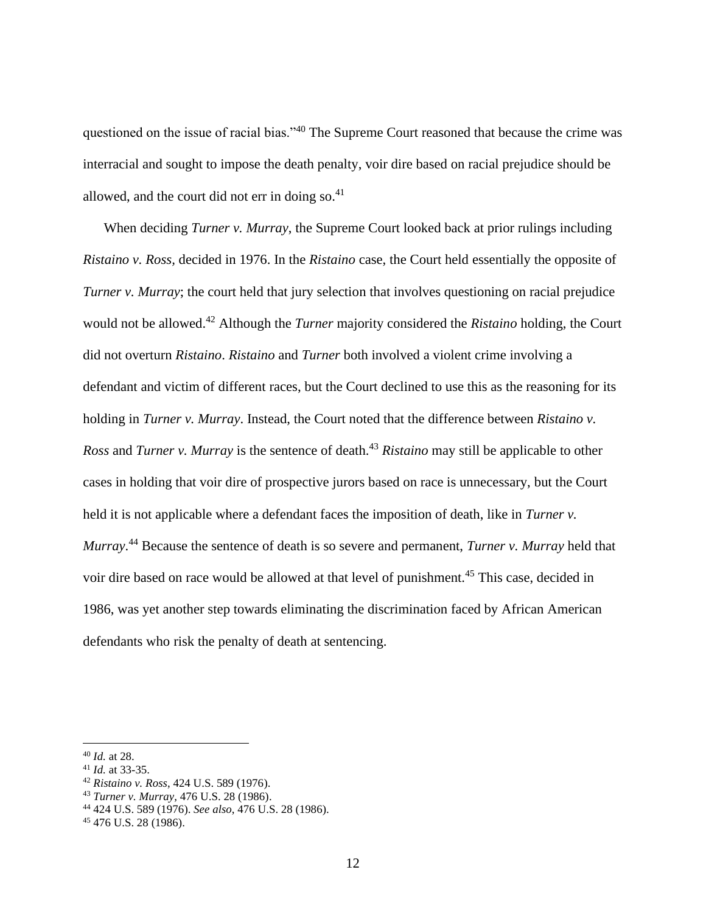questioned on the issue of racial bias."[40] The Supreme Court reasoned that because the crime was interracial and sought to impose the death penalty, voir dire based on racial prejudice should be allowed, and the court did not err in doing so.[41]

When deciding *Turner v. Murray*, the Supreme Court looked back at prior rulings including *Ristaino v. Ross*, decided in 1976. In the *Ristaino* case, the Court held essentially the opposite of *Turner v. Murray*; the court held that jury selection that involves questioning on racial prejudice would not be allowed.[42] Although the *Turner* majority considered the *Ristaino* holding, the Court did not overturn *Ristaino*. *Ristaino* and *Turner* both involved a violent crime involving a defendant and victim of different races, but the Court declined to use this as the reasoning for its holding in *Turner v. Murray*. Instead, the Court noted that the difference between *Ristaino v. Ross* and *Turner v. Murray* is the sentence of death.[43] *Ristaino* may still be applicable to other cases in holding that voir dire of prospective jurors based on race is unnecessary, but the Court held it is not applicable where a defendant faces the imposition of death, like in *Turner v. Murray*.[44] Because the sentence of death is so severe and permanent, *Turner v. Murray* held that voir dire based on race would be allowed at that level of punishment.[45] This case, decided in 1986, was yet another step towards eliminating the discrimination faced by African American defendants who risk the penalty of death at sentencing.

---

[40] *Id.* at 28.
[41] *Id.* at 33-35.
[42] *Ristaino v. Ross*, 424 U.S. 589 (1976).
[43] *Turner v. Murray*, 476 U.S. 28 (1986).
[44] 424 U.S. 589 (1976). *See also*, 476 U.S. 28 (1986).
[45] 476 U.S. 28 (1986).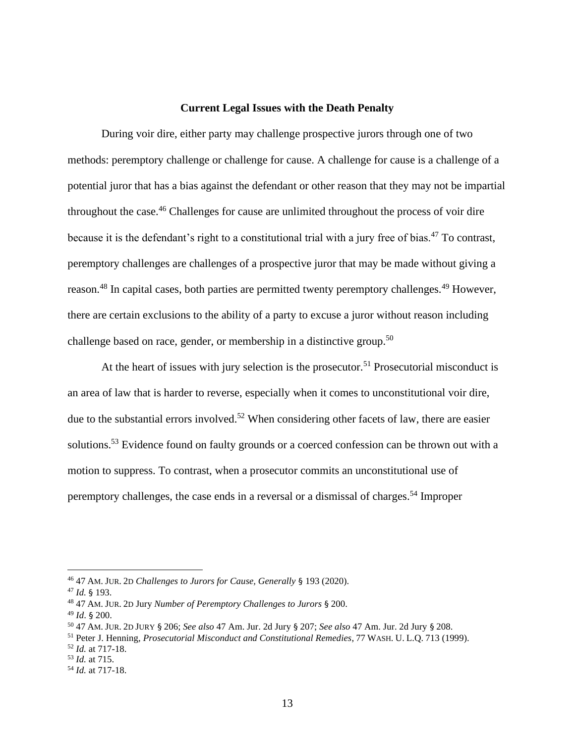**Current Legal Issues with the Death Penalty**

During voir dire, either party may challenge prospective jurors through one of two methods: peremptory challenge or challenge for cause. A challenge for cause is a challenge of a potential juror that has a bias against the defendant or other reason that they may not be impartial throughout the case.[46] Challenges for cause are unlimited throughout the process of voir dire because it is the defendant's right to a constitutional trial with a jury free of bias.[47] To contrast, peremptory challenges are challenges of a prospective juror that may be made without giving a reason.[48] In capital cases, both parties are permitted twenty peremptory challenges.[49] However, there are certain exclusions to the ability of a party to excuse a juror without reason including challenge based on race, gender, or membership in a distinctive group.[50]

At the heart of issues with jury selection is the prosecutor.[51] Prosecutorial misconduct is an area of law that is harder to reverse, especially when it comes to unconstitutional voir dire, due to the substantial errors involved.[52] When considering other facets of law, there are easier solutions.[53] Evidence found on faulty grounds or a coerced confession can be thrown out with a motion to suppress. To contrast, when a prosecutor commits an unconstitutional use of peremptory challenges, the case ends in a reversal or a dismissal of charges.[54] Improper

---

[46] 47 AM. JUR. 2D *Challenges to Jurors for Cause, Generally* § 193 (2020).

[47] *Id.* § 193.

[48] 47 AM. JUR. 2D Jury *Number of Peremptory Challenges to Jurors* § 200.

[49] *Id*. § 200.

[50] 47 AM. JUR. 2D JURY § 206; *See also* 47 Am. Jur. 2d Jury § 207; *See also* 47 Am. Jur. 2d Jury § 208.

[51] Peter J. Henning, *Prosecutorial Misconduct and Constitutional Remedies*, 77 WASH. U. L.Q. 713 (1999).

[52] *Id.* at 717-18.

[53] *Id.* at 715.

[54] *Id.* at 717-18.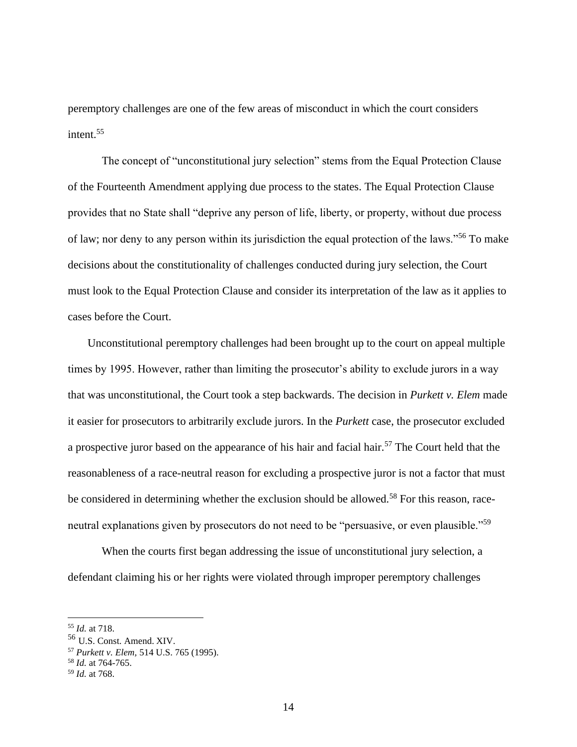peremptory challenges are one of the few areas of misconduct in which the court considers intent.[55]

The concept of "unconstitutional jury selection" stems from the Equal Protection Clause of the Fourteenth Amendment applying due process to the states. The Equal Protection Clause provides that no State shall "deprive any person of life, liberty, or property, without due process of law; nor deny to any person within its jurisdiction the equal protection of the laws."[56] To make decisions about the constitutionality of challenges conducted during jury selection, the Court must look to the Equal Protection Clause and consider its interpretation of the law as it applies to cases before the Court.

Unconstitutional peremptory challenges had been brought up to the court on appeal multiple times by 1995. However, rather than limiting the prosecutor's ability to exclude jurors in a way that was unconstitutional, the Court took a step backwards. The decision in *Purkett v. Elem* made it easier for prosecutors to arbitrarily exclude jurors. In the *Purkett* case, the prosecutor excluded a prospective juror based on the appearance of his hair and facial hair.[57] The Court held that the reasonableness of a race-neutral reason for excluding a prospective juror is not a factor that must be considered in determining whether the exclusion should be allowed.[58] For this reason, race-neutral explanations given by prosecutors do not need to be "persuasive, or even plausible."[59]

When the courts first began addressing the issue of unconstitutional jury selection, a defendant claiming his or her rights were violated through improper peremptory challenges

---

[55] *Id.* at 718.

[56] U.S. Const. Amend. XIV.

[57] *Purkett v. Elem,* 514 U.S. 765 (1995).

[58] *Id.* at 764-765.

[59] *Id.* at 768.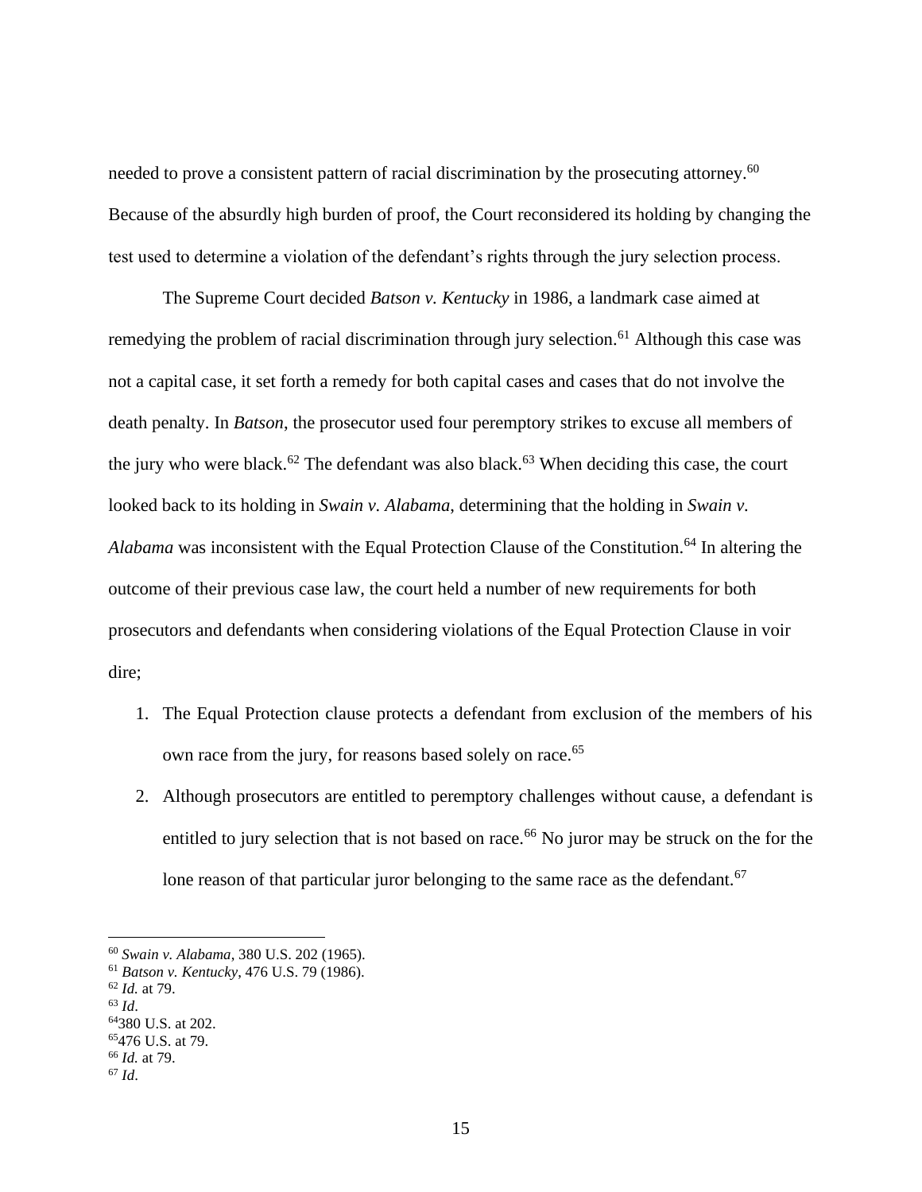needed to prove a consistent pattern of racial discrimination by the prosecuting attorney.[60] Because of the absurdly high burden of proof, the Court reconsidered its holding by changing the test used to determine a violation of the defendant's rights through the jury selection process.

The Supreme Court decided *Batson v. Kentucky* in 1986, a landmark case aimed at remedying the problem of racial discrimination through jury selection.[61] Although this case was not a capital case, it set forth a remedy for both capital cases and cases that do not involve the death penalty. In *Batson*, the prosecutor used four peremptory strikes to excuse all members of the jury who were black.[62] The defendant was also black.[63] When deciding this case, the court looked back to its holding in *Swain v. Alabama*, determining that the holding in *Swain v. Alabama* was inconsistent with the Equal Protection Clause of the Constitution.[64] In altering the outcome of their previous case law, the court held a number of new requirements for both prosecutors and defendants when considering violations of the Equal Protection Clause in voir dire;

1. The Equal Protection clause protects a defendant from exclusion of the members of his own race from the jury, for reasons based solely on race.[65]
2. Although prosecutors are entitled to peremptory challenges without cause, a defendant is entitled to jury selection that is not based on race.[66] No juror may be struck on the for the lone reason of that particular juror belonging to the same race as the defendant.[67]

---

[60] *Swain v. Alabama*, 380 U.S. 202 (1965).
[61] *Batson v. Kentucky*, 476 U.S. 79 (1986).
[62] *Id.* at 79.
[63] *Id*.
[64] 380 U.S. at 202.
[65] 476 U.S. at 79.
[66] *Id.* at 79.
[67] *Id*.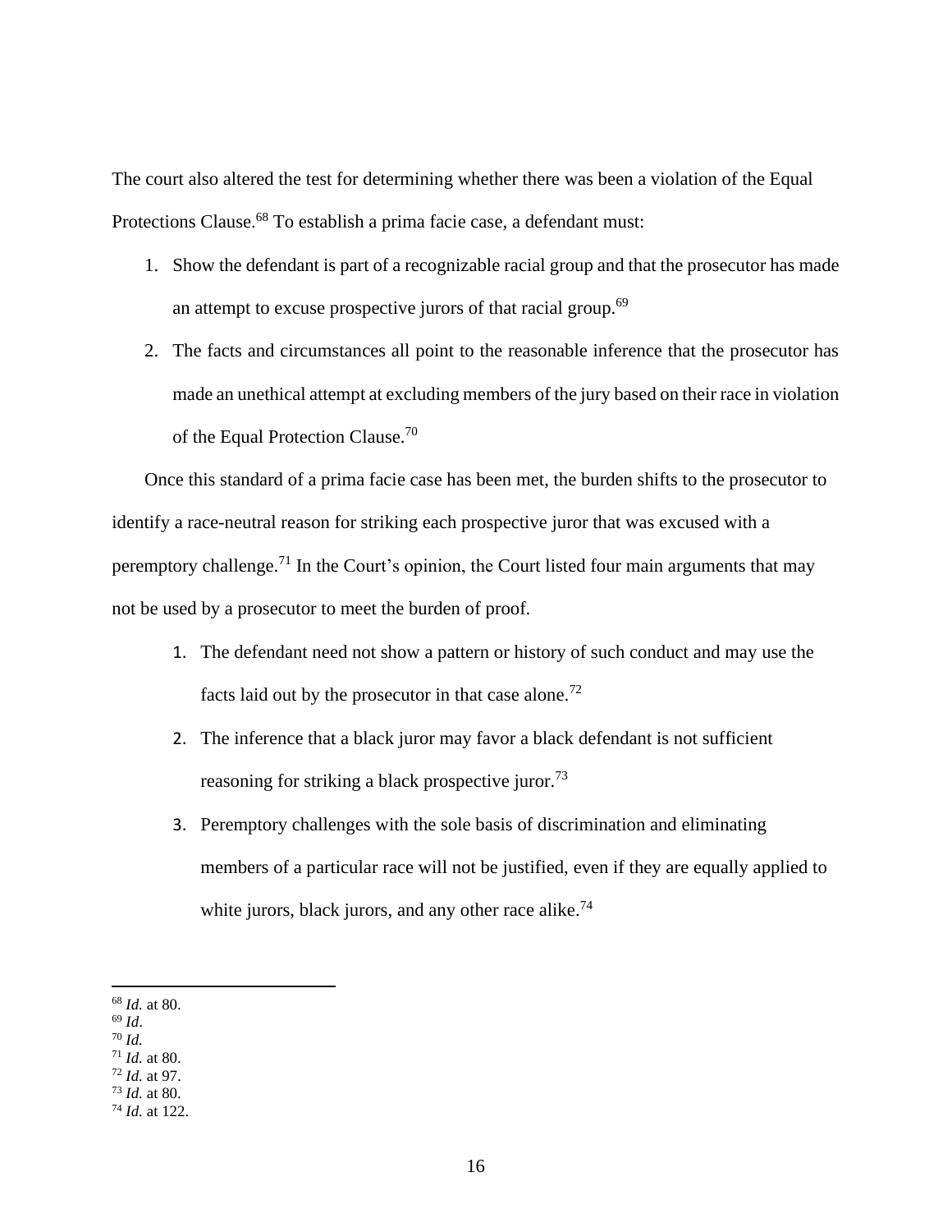The court also altered the test for determining whether there was been a violation of the Equal Protections Clause.[68] To establish a prima facie case, a defendant must:

1. Show the defendant is part of a recognizable racial group and that the prosecutor has made an attempt to excuse prospective jurors of that racial group.[69]
2. The facts and circumstances all point to the reasonable inference that the prosecutor has made an unethical attempt at excluding members of the jury based on their race in violation of the Equal Protection Clause.[70]

Once this standard of a prima facie case has been met, the burden shifts to the prosecutor to identify a race-neutral reason for striking each prospective juror that was excused with a peremptory challenge.[71] In the Court's opinion, the Court listed four main arguments that may not be used by a prosecutor to meet the burden of proof.

1. The defendant need not show a pattern or history of such conduct and may use the facts laid out by the prosecutor in that case alone.[72]
2. The inference that a black juror may favor a black defendant is not sufficient reasoning for striking a black prospective juror.[73]
3. Peremptory challenges with the sole basis of discrimination and eliminating members of a particular race will not be justified, even if they are equally applied to white jurors, black jurors, and any other race alike.[74]

---

[68] *Id.* at 80.
[69] *Id*.
[70] *Id.*
[71] *Id.* at 80.
[72] *Id.* at 97.
[73] *Id.* at 80.
[74] *Id.* at 122.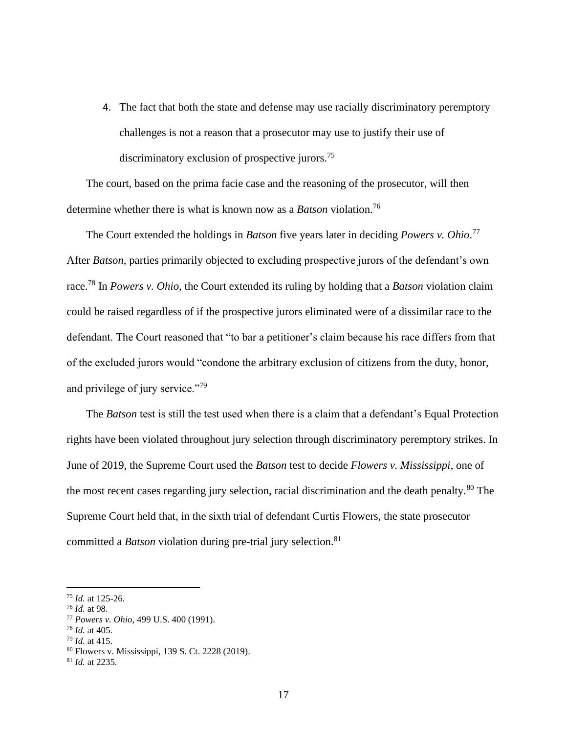4. The fact that both the state and defense may use racially discriminatory peremptory challenges is not a reason that a prosecutor may use to justify their use of discriminatory exclusion of prospective jurors.[75]

The court, based on the prima facie case and the reasoning of the prosecutor, will then determine whether there is what is known now as a *Batson* violation.[76]

The Court extended the holdings in *Batson* five years later in deciding *Powers v. Ohio*.[77] After *Batson*, parties primarily objected to excluding prospective jurors of the defendant's own race.[78] In *Powers v. Ohio*, the Court extended its ruling by holding that a *Batson* violation claim could be raised regardless of if the prospective jurors eliminated were of a dissimilar race to the defendant. The Court reasoned that "to bar a petitioner's claim because his race differs from that of the excluded jurors would "condone the arbitrary exclusion of citizens from the duty, honor, and privilege of jury service."[79]

The *Batson* test is still the test used when there is a claim that a defendant's Equal Protection rights have been violated throughout jury selection through discriminatory peremptory strikes. In June of 2019, the Supreme Court used the *Batson* test to decide *Flowers v. Mississippi*, one of the most recent cases regarding jury selection, racial discrimination and the death penalty.[80] The Supreme Court held that, in the sixth trial of defendant Curtis Flowers, the state prosecutor committed a *Batson* violation during pre-trial jury selection.[81]

---

[75] *Id.* at 125-26.
[76] *Id.* at 98.
[77] *Powers v. Ohio*, 499 U.S. 400 (1991).
[78] *Id.* at 405.
[79] *Id.* at 415.
[80] Flowers v. Mississippi, 139 S. Ct. 2228 (2019).
[81] *Id.* at 2235.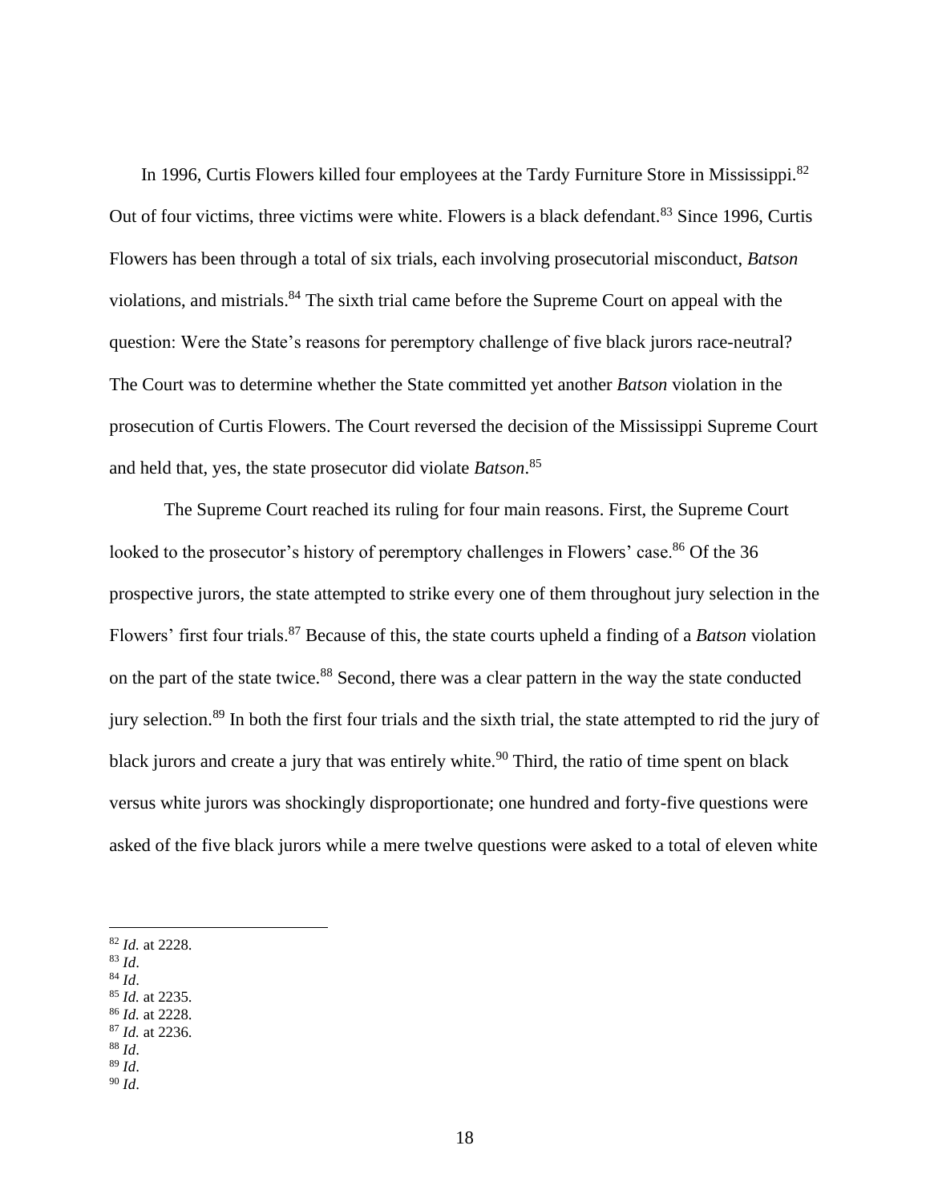In 1996, Curtis Flowers killed four employees at the Tardy Furniture Store in Mississippi.[82] Out of four victims, three victims were white. Flowers is a black defendant.[83] Since 1996, Curtis Flowers has been through a total of six trials, each involving prosecutorial misconduct, *Batson* violations, and mistrials.[84] The sixth trial came before the Supreme Court on appeal with the question: Were the State's reasons for peremptory challenge of five black jurors race-neutral? The Court was to determine whether the State committed yet another *Batson* violation in the prosecution of Curtis Flowers. The Court reversed the decision of the Mississippi Supreme Court and held that, yes, the state prosecutor did violate *Batson*.[85]

The Supreme Court reached its ruling for four main reasons. First, the Supreme Court looked to the prosecutor's history of peremptory challenges in Flowers' case.[86] Of the 36 prospective jurors, the state attempted to strike every one of them throughout jury selection in the Flowers' first four trials.[87] Because of this, the state courts upheld a finding of a *Batson* violation on the part of the state twice.[88] Second, there was a clear pattern in the way the state conducted jury selection.[89] In both the first four trials and the sixth trial, the state attempted to rid the jury of black jurors and create a jury that was entirely white.[90] Third, the ratio of time spent on black versus white jurors was shockingly disproportionate; one hundred and forty-five questions were asked of the five black jurors while a mere twelve questions were asked to a total of eleven white

---

[82] *Id.* at 2228.
[83] *Id*.
[84] *Id*.
[85] *Id.* at 2235.
[86] *Id.* at 2228.
[87] *Id.* at 2236.
[88] *Id*.
[89] *Id*.
[90] *Id*.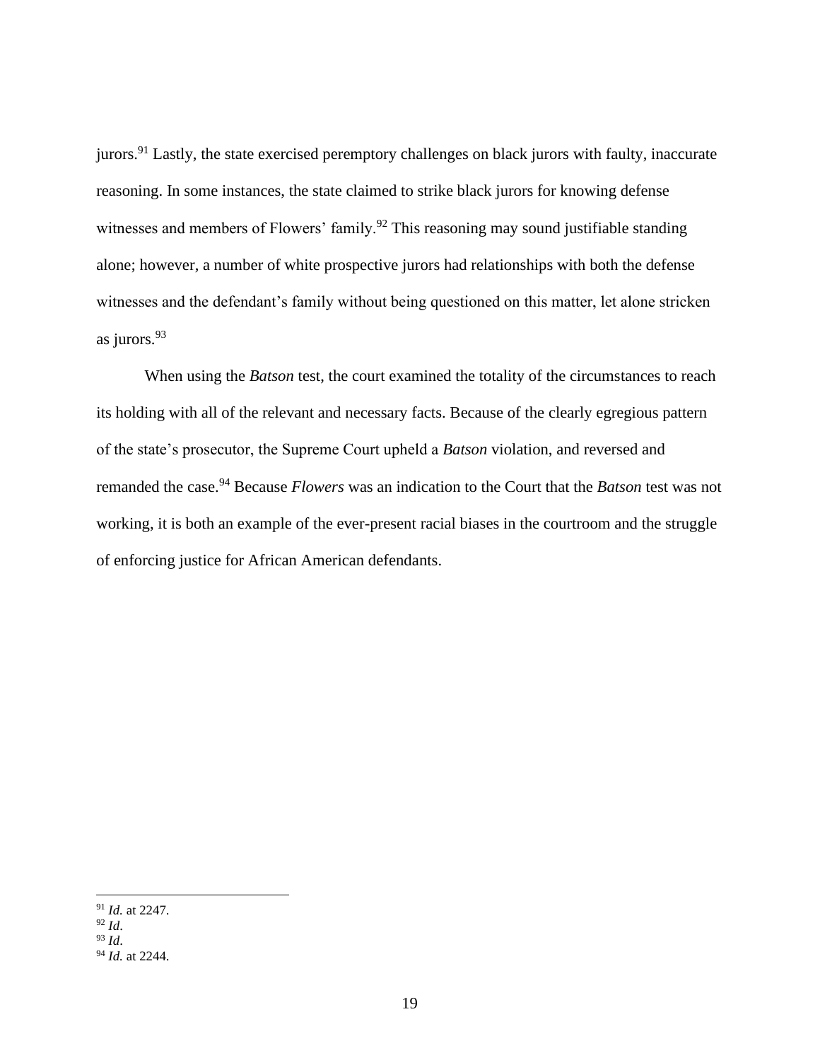jurors.[91] Lastly, the state exercised peremptory challenges on black jurors with faulty, inaccurate reasoning. In some instances, the state claimed to strike black jurors for knowing defense witnesses and members of Flowers' family.[92] This reasoning may sound justifiable standing alone; however, a number of white prospective jurors had relationships with both the defense witnesses and the defendant's family without being questioned on this matter, let alone stricken as jurors.[93]

When using the *Batson* test, the court examined the totality of the circumstances to reach its holding with all of the relevant and necessary facts. Because of the clearly egregious pattern of the state's prosecutor, the Supreme Court upheld a *Batson* violation, and reversed and remanded the case.[94] Because *Flowers* was an indication to the Court that the *Batson* test was not working, it is both an example of the ever-present racial biases in the courtroom and the struggle of enforcing justice for African American defendants.

---

[91] *Id.* at 2247.
[92] *Id*.
[93] *Id*.
[94] *Id.* at 2244.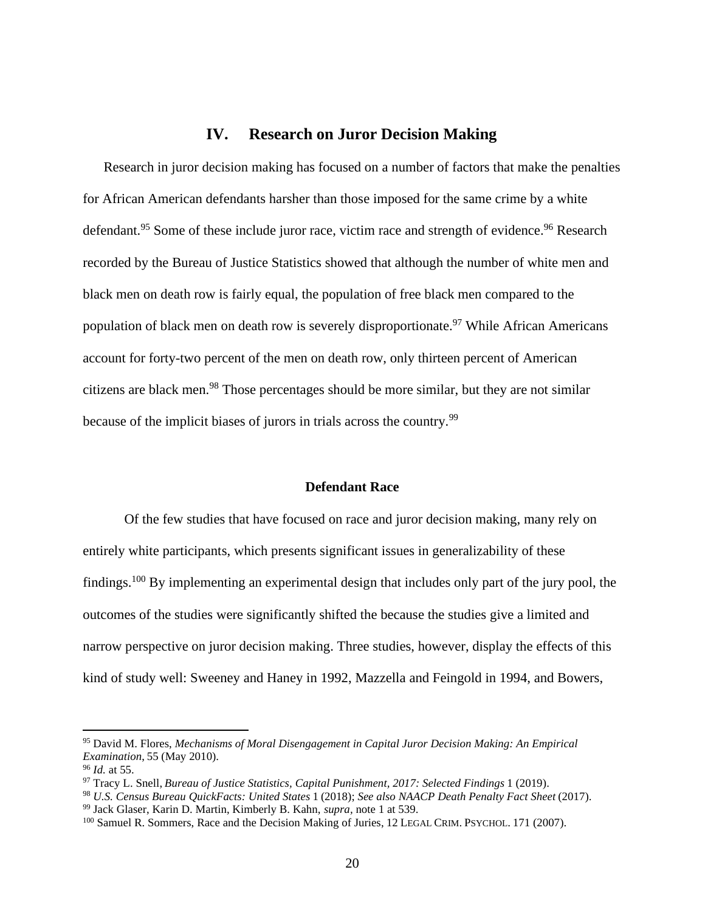## IV. Research on Juror Decision Making

Research in juror decision making has focused on a number of factors that make the penalties for African American defendants harsher than those imposed for the same crime by a white defendant.[95] Some of these include juror race, victim race and strength of evidence.[96] Research recorded by the Bureau of Justice Statistics showed that although the number of white men and black men on death row is fairly equal, the population of free black men compared to the population of black men on death row is severely disproportionate.[97] While African Americans account for forty-two percent of the men on death row, only thirteen percent of American citizens are black men.[98] Those percentages should be more similar, but they are not similar because of the implicit biases of jurors in trials across the country.[99]

### Defendant Race

Of the few studies that have focused on race and juror decision making, many rely on entirely white participants, which presents significant issues in generalizability of these findings.[100] By implementing an experimental design that includes only part of the jury pool, the outcomes of the studies were significantly shifted the because the studies give a limited and narrow perspective on juror decision making. Three studies, however, display the effects of this kind of study well: Sweeney and Haney in 1992, Mazzella and Feingold in 1994, and Bowers,

---

[95] David M. Flores, *Mechanisms of Moral Disengagement in Capital Juror Decision Making: An Empirical Examination*, 55 (May 2010).

[96] *Id.* at 55.

[97] Tracy L. Snell, *Bureau of Justice Statistics, Capital Punishment, 2017: Selected Findings* 1 (2019).

[98] *U.S. Census Bureau QuickFacts: United States* 1 (2018); *See also NAACP Death Penalty Fact Sheet* (2017).

[99] Jack Glaser, Karin D. Martin, Kimberly B. Kahn, *supra*, note 1 at 539.

[100] Samuel R. Sommers, Race and the Decision Making of Juries, 12 LEGAL CRIM. PSYCHOL. 171 (2007).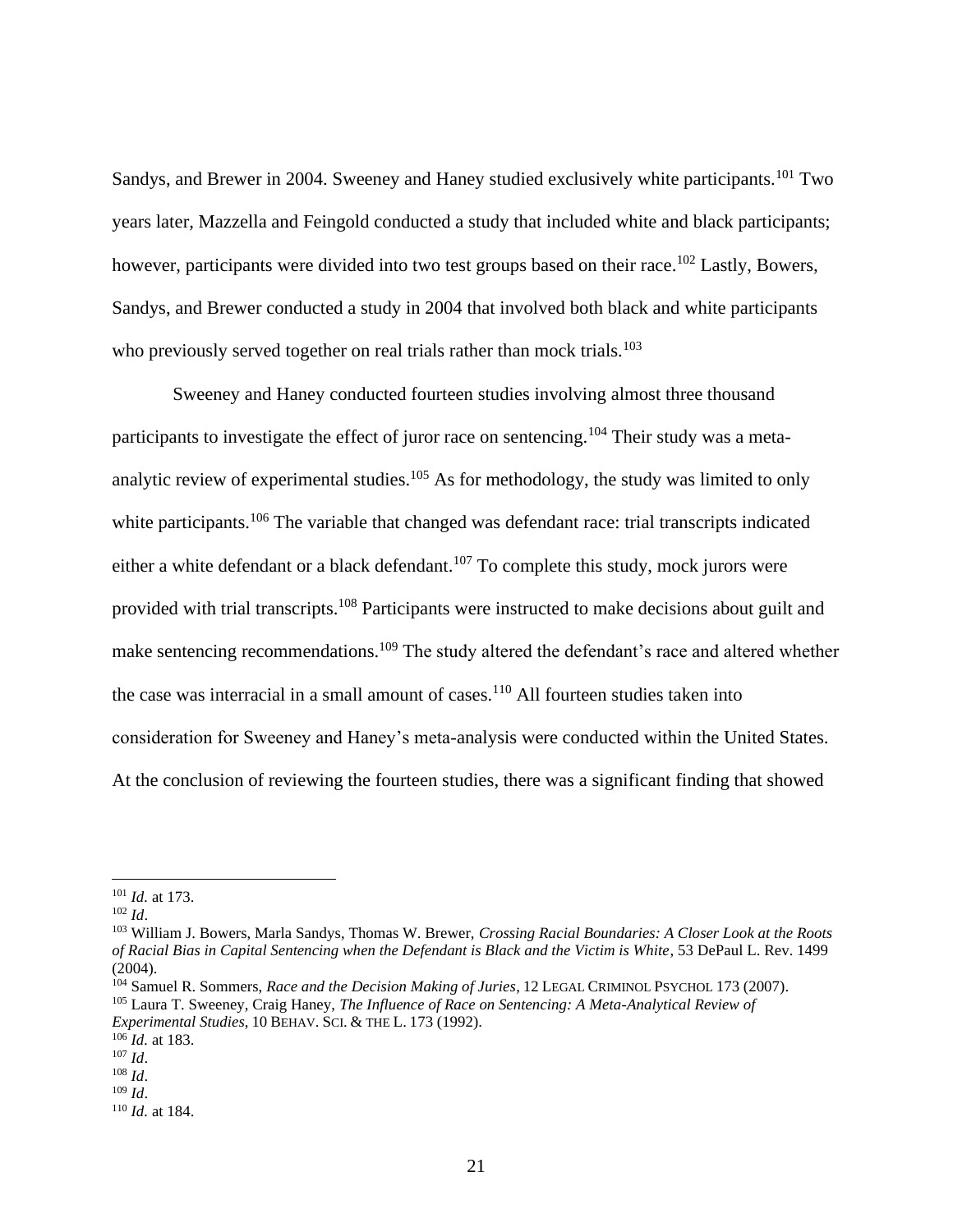Sandys, and Brewer in 2004. Sweeney and Haney studied exclusively white participants.[101] Two years later, Mazzella and Feingold conducted a study that included white and black participants; however, participants were divided into two test groups based on their race.[102] Lastly, Bowers, Sandys, and Brewer conducted a study in 2004 that involved both black and white participants who previously served together on real trials rather than mock trials.[103]

Sweeney and Haney conducted fourteen studies involving almost three thousand participants to investigate the effect of juror race on sentencing.[104] Their study was a meta-analytic review of experimental studies.[105] As for methodology, the study was limited to only white participants.[106] The variable that changed was defendant race: trial transcripts indicated either a white defendant or a black defendant.[107] To complete this study, mock jurors were provided with trial transcripts.[108] Participants were instructed to make decisions about guilt and make sentencing recommendations.[109] The study altered the defendant's race and altered whether the case was interracial in a small amount of cases.[110] All fourteen studies taken into consideration for Sweeney and Haney's meta-analysis were conducted within the United States. At the conclusion of reviewing the fourteen studies, there was a significant finding that showed

---

[101] *Id*. at 173.

[102] *Id*.

[103] William J. Bowers, Marla Sandys, Thomas W. Brewer, *Crossing Racial Boundaries: A Closer Look at the Roots of Racial Bias in Capital Sentencing when the Defendant is Black and the Victim is White*, 53 DePaul L. Rev. 1499 (2004).

[104] Samuel R. Sommers, *Race and the Decision Making of Juries*, 12 LEGAL CRIMINOL PSYCHOL 173 (2007).

[105] Laura T. Sweeney, Craig Haney, *The Influence of Race on Sentencing: A Meta-Analytical Review of Experimental Studies*, 10 BEHAV. SCI. & THE L. 173 (1992).

[106] *Id*. at 183.

[107] *Id*.

[108] *Id*.

[109] *Id*.

[110] *Id*. at 184.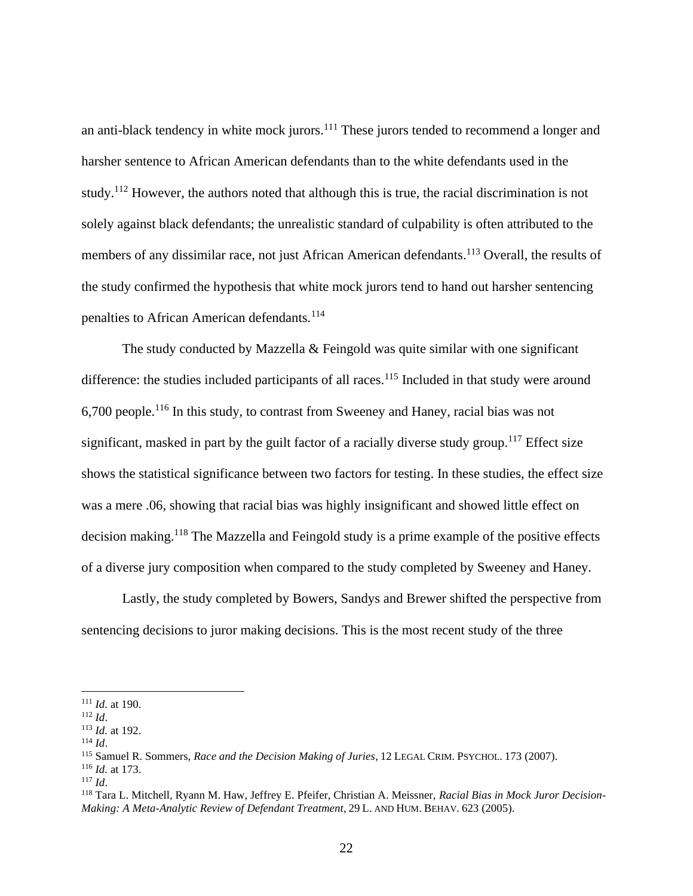an anti-black tendency in white mock jurors.[111] These jurors tended to recommend a longer and harsher sentence to African American defendants than to the white defendants used in the study.[112] However, the authors noted that although this is true, the racial discrimination is not solely against black defendants; the unrealistic standard of culpability is often attributed to the members of any dissimilar race, not just African American defendants.[113] Overall, the results of the study confirmed the hypothesis that white mock jurors tend to hand out harsher sentencing penalties to African American defendants.[114]

The study conducted by Mazzella & Feingold was quite similar with one significant difference: the studies included participants of all races.[115] Included in that study were around 6,700 people.[116] In this study, to contrast from Sweeney and Haney, racial bias was not significant, masked in part by the guilt factor of a racially diverse study group.[117] Effect size shows the statistical significance between two factors for testing. In these studies, the effect size was a mere .06, showing that racial bias was highly insignificant and showed little effect on decision making.[118] The Mazzella and Feingold study is a prime example of the positive effects of a diverse jury composition when compared to the study completed by Sweeney and Haney.

Lastly, the study completed by Bowers, Sandys and Brewer shifted the perspective from sentencing decisions to juror making decisions. This is the most recent study of the three

---

[111] *Id.* at 190.
[112] *Id*.
[113] *Id.* at 192.
[114] *Id*.
[115] Samuel R. Sommers, *Race and the Decision Making of Juries*, 12 LEGAL CRIM. PSYCHOL. 173 (2007).
[116] *Id.* at 173.
[117] *Id*.
[118] Tara L. Mitchell, Ryann M. Haw, Jeffrey E. Pfeifer, Christian A. Meissner, *Racial Bias in Mock Juror Decision-Making: A Meta-Analytic Review of Defendant Treatment*, 29 L. AND HUM. BEHAV. 623 (2005).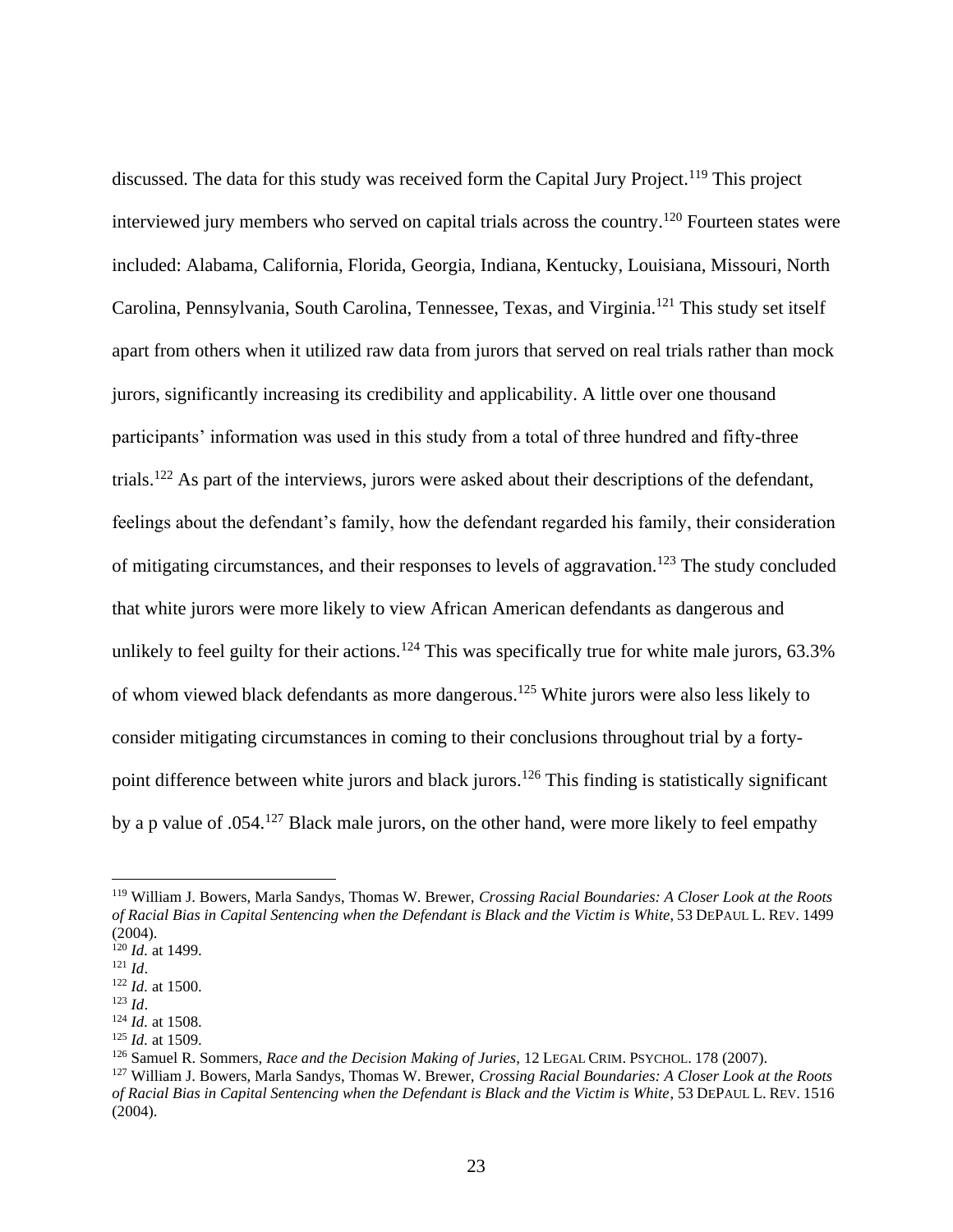discussed. The data for this study was received form the Capital Jury Project.[119] This project interviewed jury members who served on capital trials across the country.[120] Fourteen states were included: Alabama, California, Florida, Georgia, Indiana, Kentucky, Louisiana, Missouri, North Carolina, Pennsylvania, South Carolina, Tennessee, Texas, and Virginia.[121] This study set itself apart from others when it utilized raw data from jurors that served on real trials rather than mock jurors, significantly increasing its credibility and applicability. A little over one thousand participants' information was used in this study from a total of three hundred and fifty-three trials.[122] As part of the interviews, jurors were asked about their descriptions of the defendant, feelings about the defendant's family, how the defendant regarded his family, their consideration of mitigating circumstances, and their responses to levels of aggravation.[123] The study concluded that white jurors were more likely to view African American defendants as dangerous and unlikely to feel guilty for their actions.[124] This was specifically true for white male jurors, 63.3% of whom viewed black defendants as more dangerous.[125] White jurors were also less likely to consider mitigating circumstances in coming to their conclusions throughout trial by a forty-point difference between white jurors and black jurors.[126] This finding is statistically significant by a p value of .054.[127] Black male jurors, on the other hand, were more likely to feel empathy

---

[119] William J. Bowers, Marla Sandys, Thomas W. Brewer, *Crossing Racial Boundaries: A Closer Look at the Roots of Racial Bias in Capital Sentencing when the Defendant is Black and the Victim is White*, 53 DEPAUL L. REV. 1499 (2004).

[120] *Id*. at 1499.

[121] *Id*.

[122] *Id*. at 1500.

[123] *Id*.

[124] *Id*. at 1508.

[125] *Id*. at 1509.

[126] Samuel R. Sommers, *Race and the Decision Making of Juries*, 12 LEGAL CRIM. PSYCHOL. 178 (2007).

[127] William J. Bowers, Marla Sandys, Thomas W. Brewer, *Crossing Racial Boundaries: A Closer Look at the Roots of Racial Bias in Capital Sentencing when the Defendant is Black and the Victim is White*, 53 DEPAUL L. REV. 1516 (2004).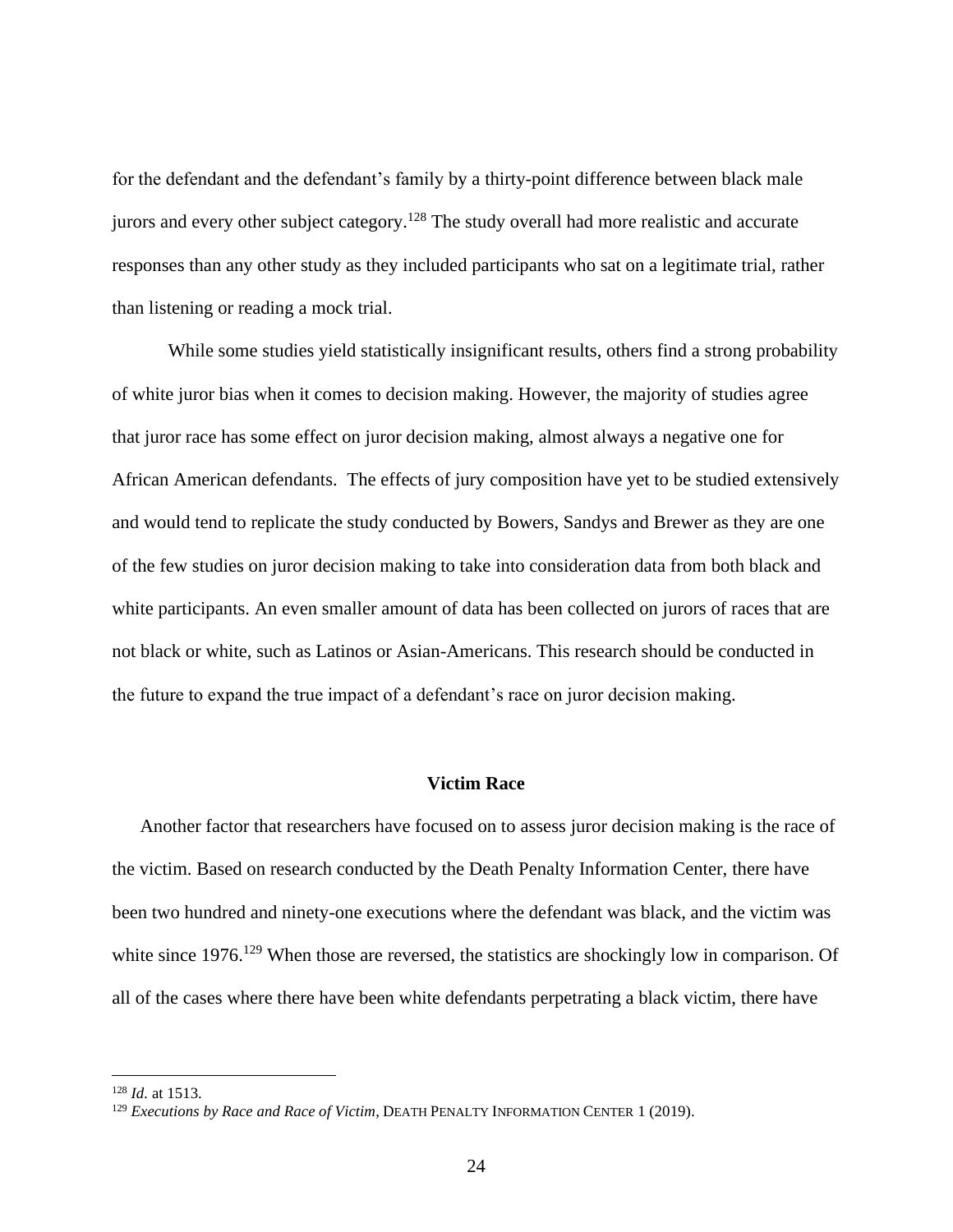for the defendant and the defendant's family by a thirty-point difference between black male jurors and every other subject category.[128] The study overall had more realistic and accurate responses than any other study as they included participants who sat on a legitimate trial, rather than listening or reading a mock trial.

While some studies yield statistically insignificant results, others find a strong probability of white juror bias when it comes to decision making. However, the majority of studies agree that juror race has some effect on juror decision making, almost always a negative one for African American defendants. The effects of jury composition have yet to be studied extensively and would tend to replicate the study conducted by Bowers, Sandys and Brewer as they are one of the few studies on juror decision making to take into consideration data from both black and white participants. An even smaller amount of data has been collected on jurors of races that are not black or white, such as Latinos or Asian-Americans. This research should be conducted in the future to expand the true impact of a defendant's race on juror decision making.

## Victim Race

Another factor that researchers have focused on to assess juror decision making is the race of the victim. Based on research conducted by the Death Penalty Information Center, there have been two hundred and ninety-one executions where the defendant was black, and the victim was white since 1976.[129] When those are reversed, the statistics are shockingly low in comparison. Of all of the cases where there have been white defendants perpetrating a black victim, there have

---

[128] *Id.* at 1513.

[129] *Executions by Race and Race of Victim*, DEATH PENALTY INFORMATION CENTER 1 (2019).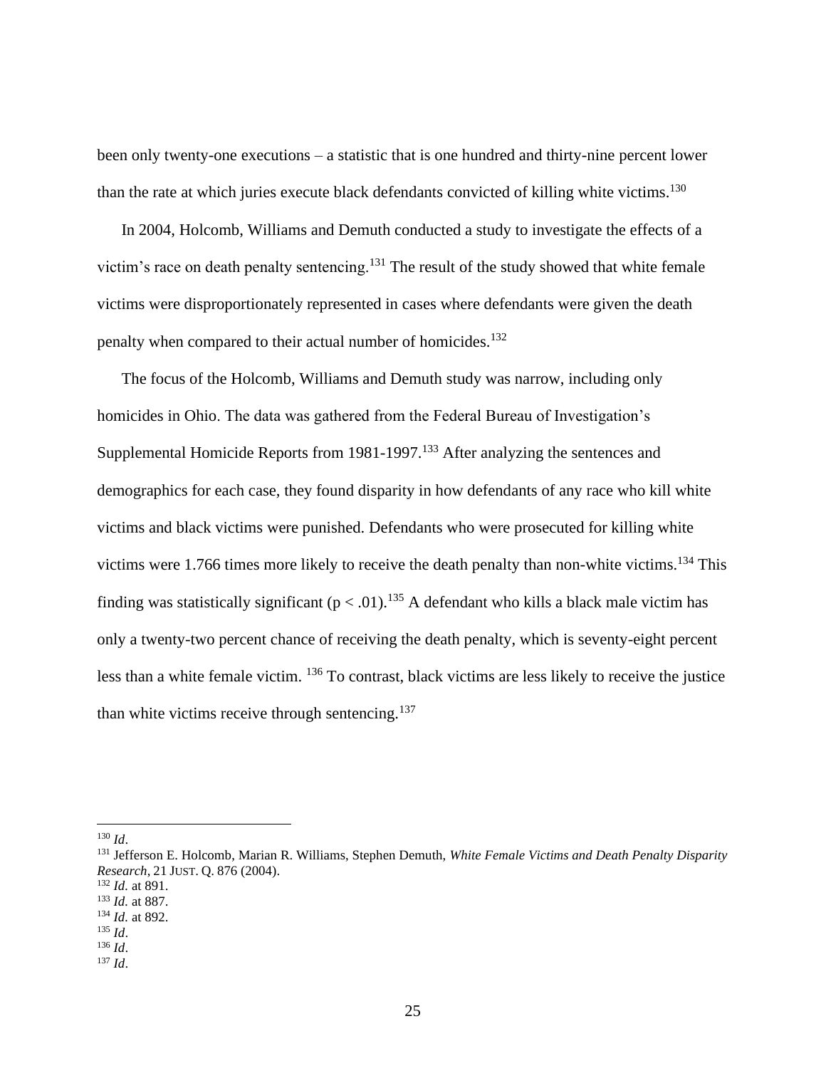been only twenty-one executions – a statistic that is one hundred and thirty-nine percent lower than the rate at which juries execute black defendants convicted of killing white victims.[130]

In 2004, Holcomb, Williams and Demuth conducted a study to investigate the effects of a victim's race on death penalty sentencing.[131] The result of the study showed that white female victims were disproportionately represented in cases where defendants were given the death penalty when compared to their actual number of homicides.[132]

The focus of the Holcomb, Williams and Demuth study was narrow, including only homicides in Ohio. The data was gathered from the Federal Bureau of Investigation's Supplemental Homicide Reports from 1981-1997.[133] After analyzing the sentences and demographics for each case, they found disparity in how defendants of any race who kill white victims and black victims were punished. Defendants who were prosecuted for killing white victims were 1.766 times more likely to receive the death penalty than non-white victims.[134] This finding was statistically significant ($p < .01$).[135] A defendant who kills a black male victim has only a twenty-two percent chance of receiving the death penalty, which is seventy-eight percent less than a white female victim. [136] To contrast, black victims are less likely to receive the justice than white victims receive through sentencing.[137]

---

[130] *Id*.
[131] Jefferson E. Holcomb, Marian R. Williams, Stephen Demuth, *White Female Victims and Death Penalty Disparity Research*, 21 JUST. Q. 876 (2004).
[132] *Id.* at 891.
[133] *Id.* at 887.
[134] *Id.* at 892.
[135] *Id*.
[136] *Id*.
[137] *Id*.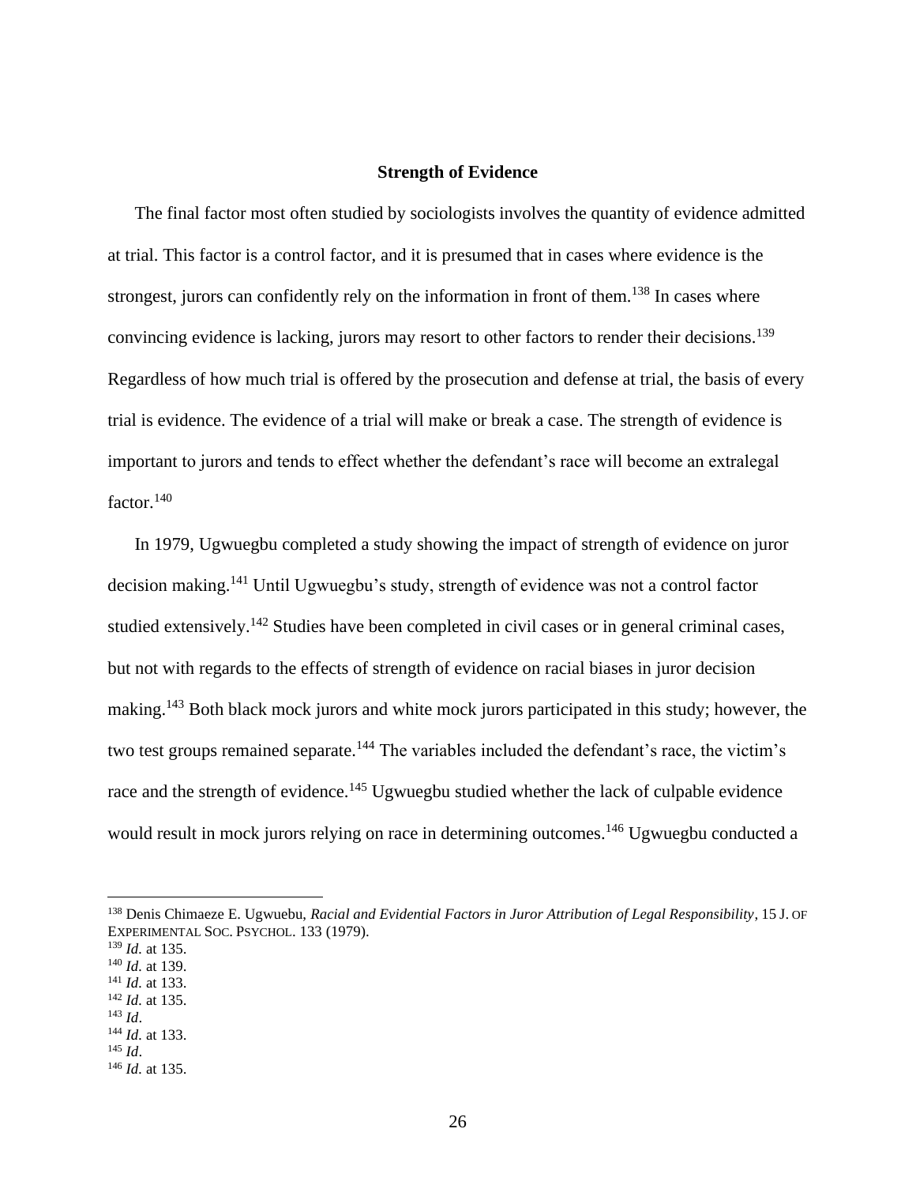## Strength of Evidence

The final factor most often studied by sociologists involves the quantity of evidence admitted at trial. This factor is a control factor, and it is presumed that in cases where evidence is the strongest, jurors can confidently rely on the information in front of them.[138] In cases where convincing evidence is lacking, jurors may resort to other factors to render their decisions.[139] Regardless of how much trial is offered by the prosecution and defense at trial, the basis of every trial is evidence. The evidence of a trial will make or break a case. The strength of evidence is important to jurors and tends to effect whether the defendant's race will become an extralegal factor.[140]

In 1979, Ugwuegbu completed a study showing the impact of strength of evidence on juror decision making.[141] Until Ugwuegbu's study, strength of evidence was not a control factor studied extensively.[142] Studies have been completed in civil cases or in general criminal cases, but not with regards to the effects of strength of evidence on racial biases in juror decision making.[143] Both black mock jurors and white mock jurors participated in this study; however, the two test groups remained separate.[144] The variables included the defendant's race, the victim's race and the strength of evidence.[145] Ugwuegbu studied whether the lack of culpable evidence would result in mock jurors relying on race in determining outcomes.[146] Ugwuegbu conducted a

---

[138] Denis Chimaeze E. Ugwuebu, *Racial and Evidential Factors in Juror Attribution of Legal Responsibility*, 15 J. OF EXPERIMENTAL SOC. PSYCHOL. 133 (1979).
[139] *Id.* at 135.
[140] *Id.* at 139.
[141] *Id.* at 133.
[142] *Id.* at 135.
[143] *Id.*
[144] *Id.* at 133.
[145] *Id.*
[146] *Id.* at 135.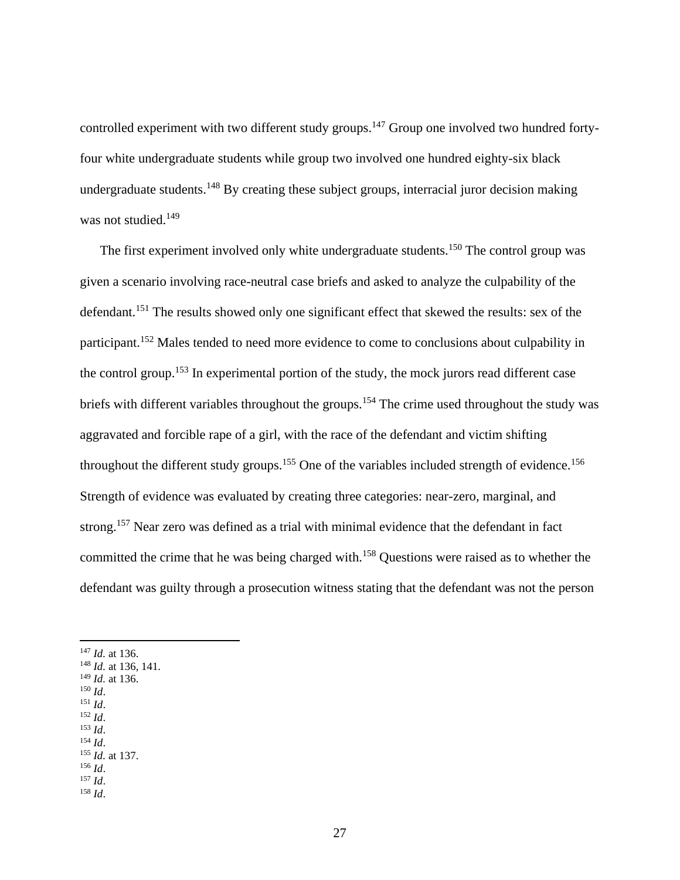controlled experiment with two different study groups.[147] Group one involved two hundred forty-four white undergraduate students while group two involved one hundred eighty-six black undergraduate students.[148] By creating these subject groups, interracial juror decision making was not studied.[149]

The first experiment involved only white undergraduate students.[150] The control group was given a scenario involving race-neutral case briefs and asked to analyze the culpability of the defendant.[151] The results showed only one significant effect that skewed the results: sex of the participant.[152] Males tended to need more evidence to come to conclusions about culpability in the control group.[153] In experimental portion of the study, the mock jurors read different case briefs with different variables throughout the groups.[154] The crime used throughout the study was aggravated and forcible rape of a girl, with the race of the defendant and victim shifting throughout the different study groups.[155] One of the variables included strength of evidence.[156] Strength of evidence was evaluated by creating three categories: near-zero, marginal, and strong.[157] Near zero was defined as a trial with minimal evidence that the defendant in fact committed the crime that he was being charged with.[158] Questions were raised as to whether the defendant was guilty through a prosecution witness stating that the defendant was not the person

---

[147] *Id*. at 136.
[148] *Id*. at 136, 141.
[149] *Id*. at 136.
[150] *Id*.
[151] *Id*.
[152] *Id*.
[153] *Id*.
[154] *Id*.
[155] *Id*. at 137.
[156] *Id*.
[157] *Id*.
[158] *Id*.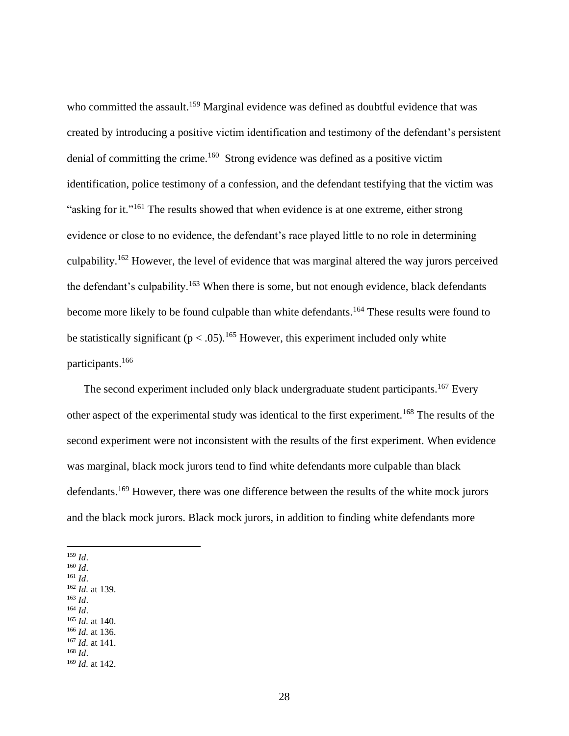who committed the assault.[159] Marginal evidence was defined as doubtful evidence that was created by introducing a positive victim identification and testimony of the defendant's persistent denial of committing the crime.[160] Strong evidence was defined as a positive victim identification, police testimony of a confession, and the defendant testifying that the victim was "asking for it."[161] The results showed that when evidence is at one extreme, either strong evidence or close to no evidence, the defendant's race played little to no role in determining culpability.[162] However, the level of evidence that was marginal altered the way jurors perceived the defendant's culpability.[163] When there is some, but not enough evidence, black defendants become more likely to be found culpable than white defendants.[164] These results were found to be statistically significant ($p < .05$).[165] However, this experiment included only white participants.[166]

The second experiment included only black undergraduate student participants.[167] Every other aspect of the experimental study was identical to the first experiment.[168] The results of the second experiment were not inconsistent with the results of the first experiment. When evidence was marginal, black mock jurors tend to find white defendants more culpable than black defendants.[169] However, there was one difference between the results of the white mock jurors and the black mock jurors. Black mock jurors, in addition to finding white defendants more

---

[159] *Id*.
[160] *Id*.
[161] *Id*.
[162] *Id*. at 139.
[163] *Id*.
[164] *Id*.
[165] *Id*. at 140.
[166] *Id*. at 136.
[167] *Id*. at 141.
[168] *Id*.
[169] *Id*. at 142.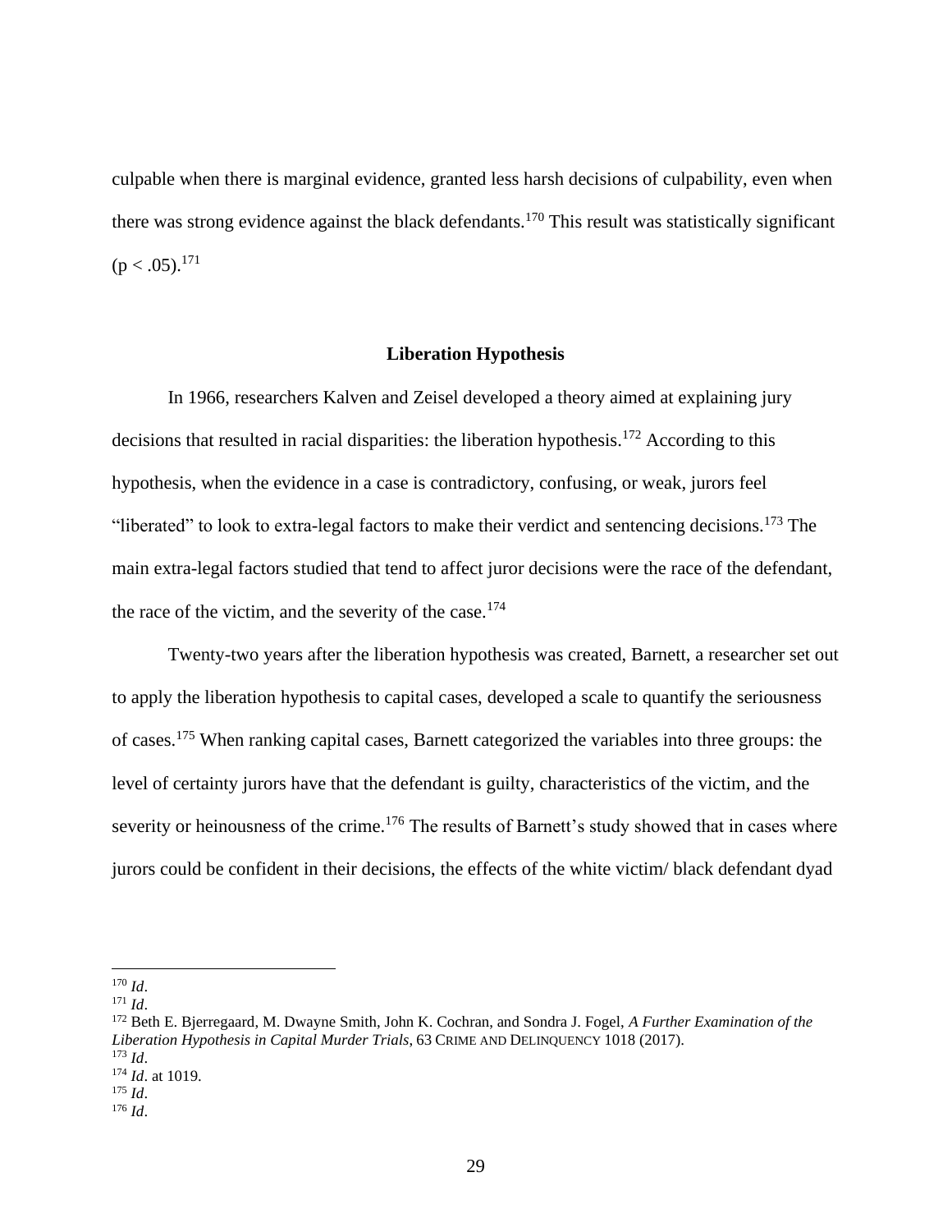culpable when there is marginal evidence, granted less harsh decisions of culpability, even when there was strong evidence against the black defendants.[170] This result was statistically significant ($p < .05$).[171]

## Liberation Hypothesis

In 1966, researchers Kalven and Zeisel developed a theory aimed at explaining jury decisions that resulted in racial disparities: the liberation hypothesis.[172] According to this hypothesis, when the evidence in a case is contradictory, confusing, or weak, jurors feel "liberated" to look to extra-legal factors to make their verdict and sentencing decisions.[173] The main extra-legal factors studied that tend to affect juror decisions were the race of the defendant, the race of the victim, and the severity of the case.[174]

Twenty-two years after the liberation hypothesis was created, Barnett, a researcher set out to apply the liberation hypothesis to capital cases, developed a scale to quantify the seriousness of cases.[175] When ranking capital cases, Barnett categorized the variables into three groups: the level of certainty jurors have that the defendant is guilty, characteristics of the victim, and the severity or heinousness of the crime.[176] The results of Barnett's study showed that in cases where jurors could be confident in their decisions, the effects of the white victim/ black defendant dyad

---

[170] *Id*.
[171] *Id*.
[172] Beth E. Bjerregaard, M. Dwayne Smith, John K. Cochran, and Sondra J. Fogel, *A Further Examination of the Liberation Hypothesis in Capital Murder Trials*, 63 CRIME AND DELINQUENCY 1018 (2017).
[173] *Id*.
[174] *Id*. at 1019.
[175] *Id*.
[176] *Id*.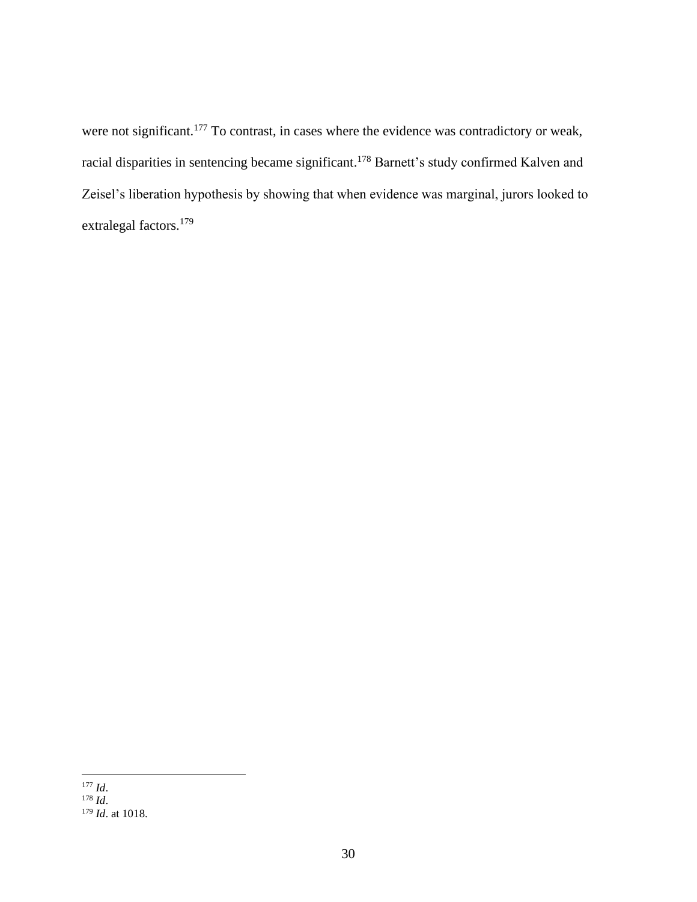were not significant.[177] To contrast, in cases where the evidence was contradictory or weak, racial disparities in sentencing became significant.[178] Barnett's study confirmed Kalven and Zeisel's liberation hypothesis by showing that when evidence was marginal, jurors looked to extralegal factors.[179]

---

[177] *Id*.
[178] *Id*.
[179] *Id*. at 1018.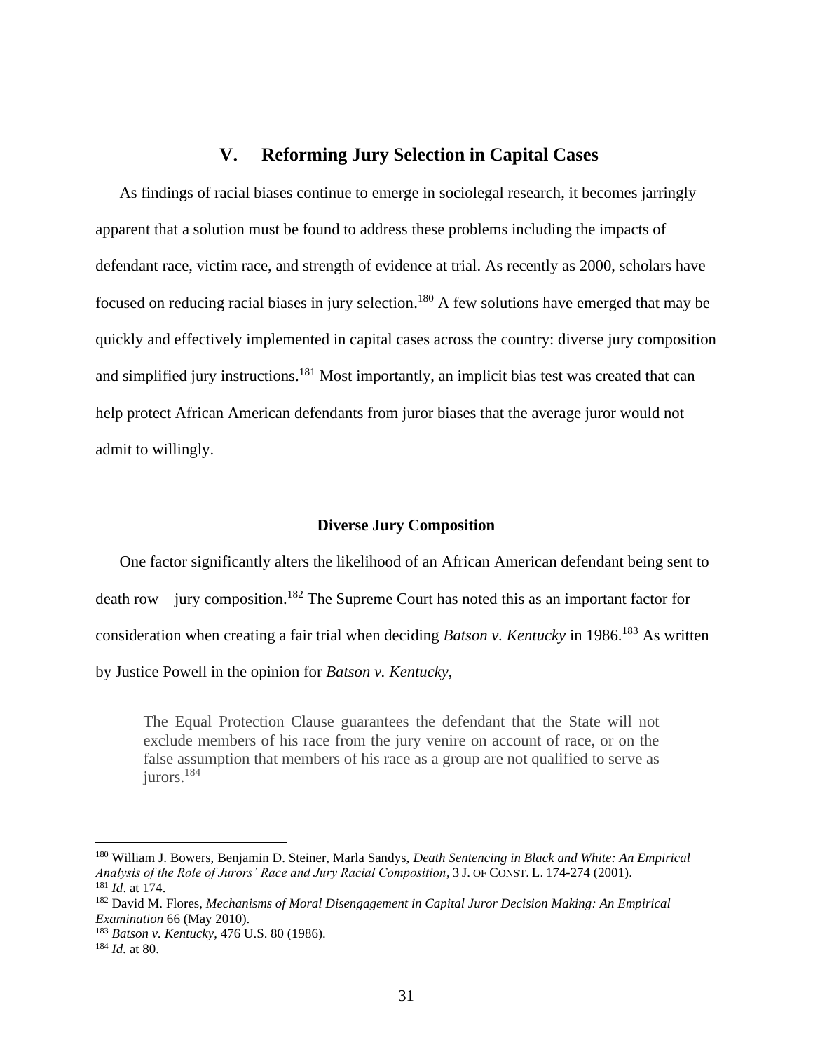## V. Reforming Jury Selection in Capital Cases

As findings of racial biases continue to emerge in sociolegal research, it becomes jarringly apparent that a solution must be found to address these problems including the impacts of defendant race, victim race, and strength of evidence at trial. As recently as 2000, scholars have focused on reducing racial biases in jury selection.[180] A few solutions have emerged that may be quickly and effectively implemented in capital cases across the country: diverse jury composition and simplified jury instructions.[181] Most importantly, an implicit bias test was created that can help protect African American defendants from juror biases that the average juror would not admit to willingly.

### Diverse Jury Composition

One factor significantly alters the likelihood of an African American defendant being sent to death row – jury composition.[182] The Supreme Court has noted this as an important factor for consideration when creating a fair trial when deciding *Batson v. Kentucky* in 1986.[183] As written by Justice Powell in the opinion for *Batson v. Kentucky*,

> The Equal Protection Clause guarantees the defendant that the State will not exclude members of his race from the jury venire on account of race, or on the false assumption that members of his race as a group are not qualified to serve as jurors.[184]

---

[180] William J. Bowers, Benjamin D. Steiner, Marla Sandys, *Death Sentencing in Black and White: An Empirical Analysis of the Role of Jurors' Race and Jury Racial Composition*, 3 J. OF CONST. L. 174-274 (2001).
[181] *Id*. at 174.
[182] David M. Flores, *Mechanisms of Moral Disengagement in Capital Juror Decision Making: An Empirical Examination* 66 (May 2010).
[183] *Batson v. Kentucky*, 476 U.S. 80 (1986).
[184] *Id.* at 80.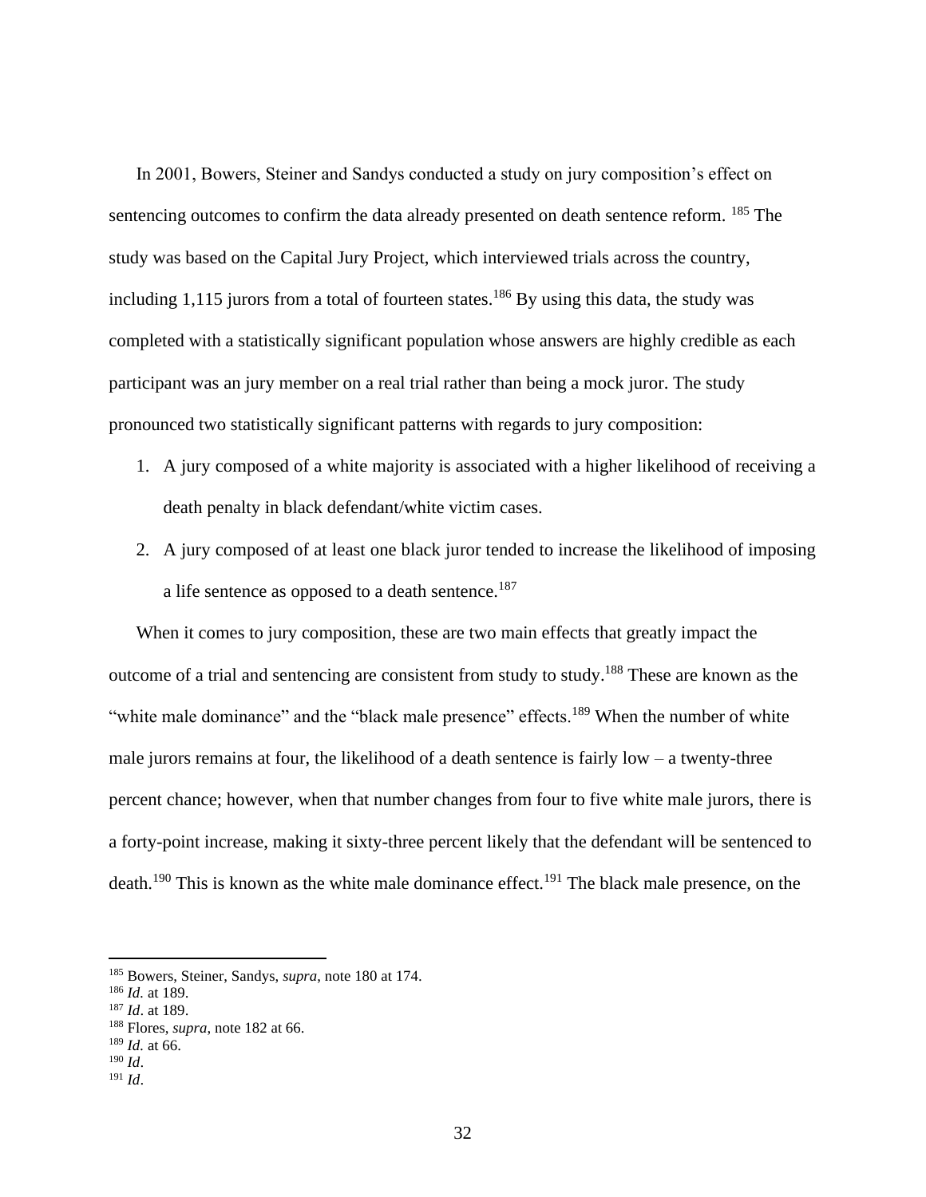In 2001, Bowers, Steiner and Sandys conducted a study on jury composition's effect on sentencing outcomes to confirm the data already presented on death sentence reform. [185] The study was based on the Capital Jury Project, which interviewed trials across the country, including 1,115 jurors from a total of fourteen states.[186] By using this data, the study was completed with a statistically significant population whose answers are highly credible as each participant was an jury member on a real trial rather than being a mock juror. The study pronounced two statistically significant patterns with regards to jury composition:

1. A jury composed of a white majority is associated with a higher likelihood of receiving a death penalty in black defendant/white victim cases.
2. A jury composed of at least one black juror tended to increase the likelihood of imposing a life sentence as opposed to a death sentence.[187]

When it comes to jury composition, these are two main effects that greatly impact the outcome of a trial and sentencing are consistent from study to study.[188] These are known as the "white male dominance" and the "black male presence" effects.[189] When the number of white male jurors remains at four, the likelihood of a death sentence is fairly low – a twenty-three percent chance; however, when that number changes from four to five white male jurors, there is a forty-point increase, making it sixty-three percent likely that the defendant will be sentenced to death.[190] This is known as the white male dominance effect.[191] The black male presence, on the

---

[185] Bowers, Steiner, Sandys, *supra*, note 180 at 174.
[186] *Id*. at 189.
[187] *Id*. at 189.
[188] Flores, *supra*, note 182 at 66.
[189] *Id*. at 66.
[190] *Id*.
[191] *Id*.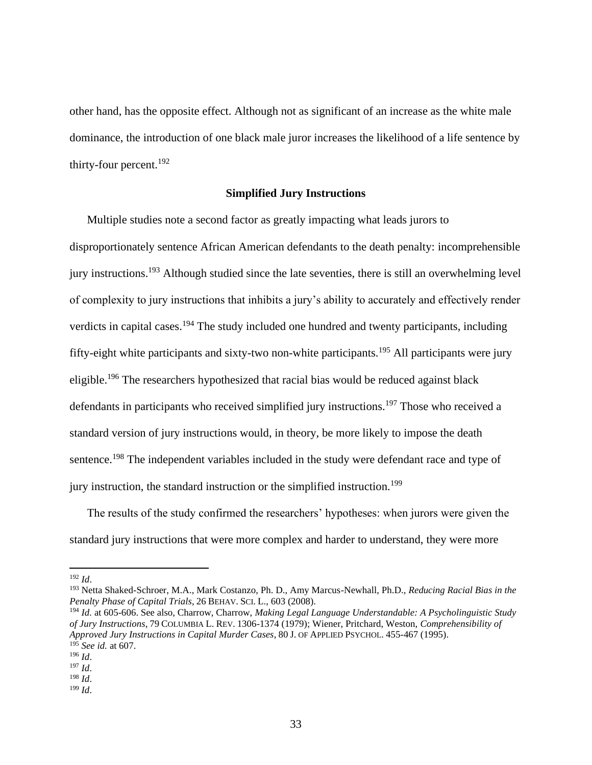other hand, has the opposite effect. Although not as significant of an increase as the white male dominance, the introduction of one black male juror increases the likelihood of a life sentence by thirty-four percent.[192]

**Simplified Jury Instructions**

Multiple studies note a second factor as greatly impacting what leads jurors to disproportionately sentence African American defendants to the death penalty: incomprehensible jury instructions.[193] Although studied since the late seventies, there is still an overwhelming level of complexity to jury instructions that inhibits a jury's ability to accurately and effectively render verdicts in capital cases.[194] The study included one hundred and twenty participants, including fifty-eight white participants and sixty-two non-white participants.[195] All participants were jury eligible.[196] The researchers hypothesized that racial bias would be reduced against black defendants in participants who received simplified jury instructions.[197] Those who received a standard version of jury instructions would, in theory, be more likely to impose the death sentence.[198] The independent variables included in the study were defendant race and type of jury instruction, the standard instruction or the simplified instruction.[199]

The results of the study confirmed the researchers' hypotheses: when jurors were given the standard jury instructions that were more complex and harder to understand, they were more

---

[192] *Id*.

[193] Netta Shaked-Schroer, M.A., Mark Costanzo, Ph. D., Amy Marcus-Newhall, Ph.D., *Reducing Racial Bias in the Penalty Phase of Capital Trials*, 26 BEHAV. SCI. L., 603 (2008).

[194] *Id.* at 605-606. See also, Charrow, Charrow, *Making Legal Language Understandable: A Psycholinguistic Study of Jury Instructions*, 79 COLUMBIA L. REV. 1306-1374 (1979); Wiener, Pritchard, Weston, *Comprehensibility of Approved Jury Instructions in Capital Murder Cases*, 80 J. OF APPLIED PSYCHOL. 455-467 (1995).

[195] *See id.* at 607.

[196] *Id*.

[197] *Id*.

[198] *Id*.

[199] *Id*.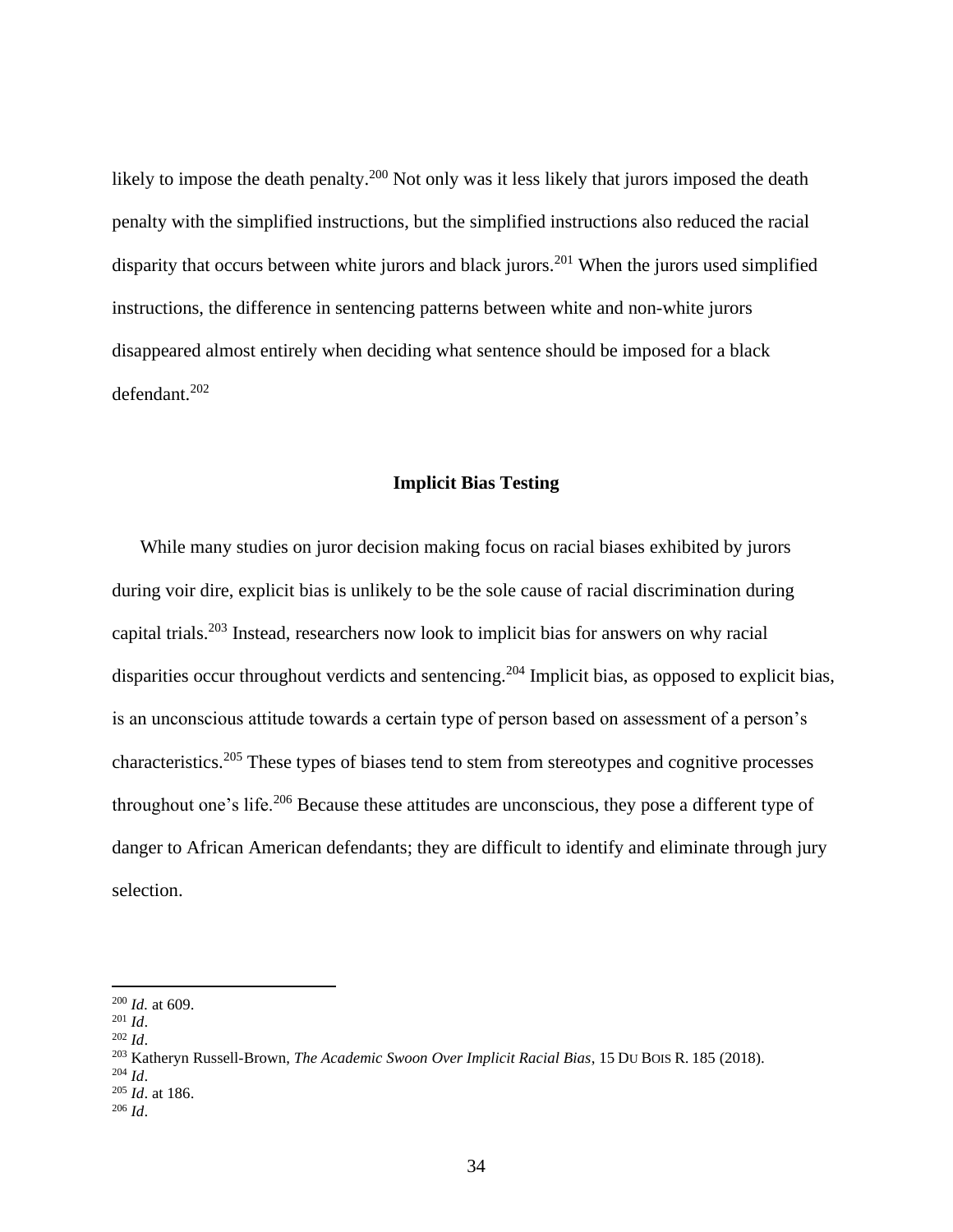likely to impose the death penalty.[200] Not only was it less likely that jurors imposed the death penalty with the simplified instructions, but the simplified instructions also reduced the racial disparity that occurs between white jurors and black jurors.[201] When the jurors used simplified instructions, the difference in sentencing patterns between white and non-white jurors disappeared almost entirely when deciding what sentence should be imposed for a black defendant.[202]

## Implicit Bias Testing

While many studies on juror decision making focus on racial biases exhibited by jurors during voir dire, explicit bias is unlikely to be the sole cause of racial discrimination during capital trials.[203] Instead, researchers now look to implicit bias for answers on why racial disparities occur throughout verdicts and sentencing.[204] Implicit bias, as opposed to explicit bias, is an unconscious attitude towards a certain type of person based on assessment of a person's characteristics.[205] These types of biases tend to stem from stereotypes and cognitive processes throughout one's life.[206] Because these attitudes are unconscious, they pose a different type of danger to African American defendants; they are difficult to identify and eliminate through jury selection.

---

[200] *Id.* at 609.
[201] *Id*.
[202] *Id*.
[203] Katheryn Russell-Brown, *The Academic Swoon Over Implicit Racial Bias*, 15 DU BOIS R. 185 (2018).
[204] *Id*.
[205] *Id*. at 186.
[206] *Id*.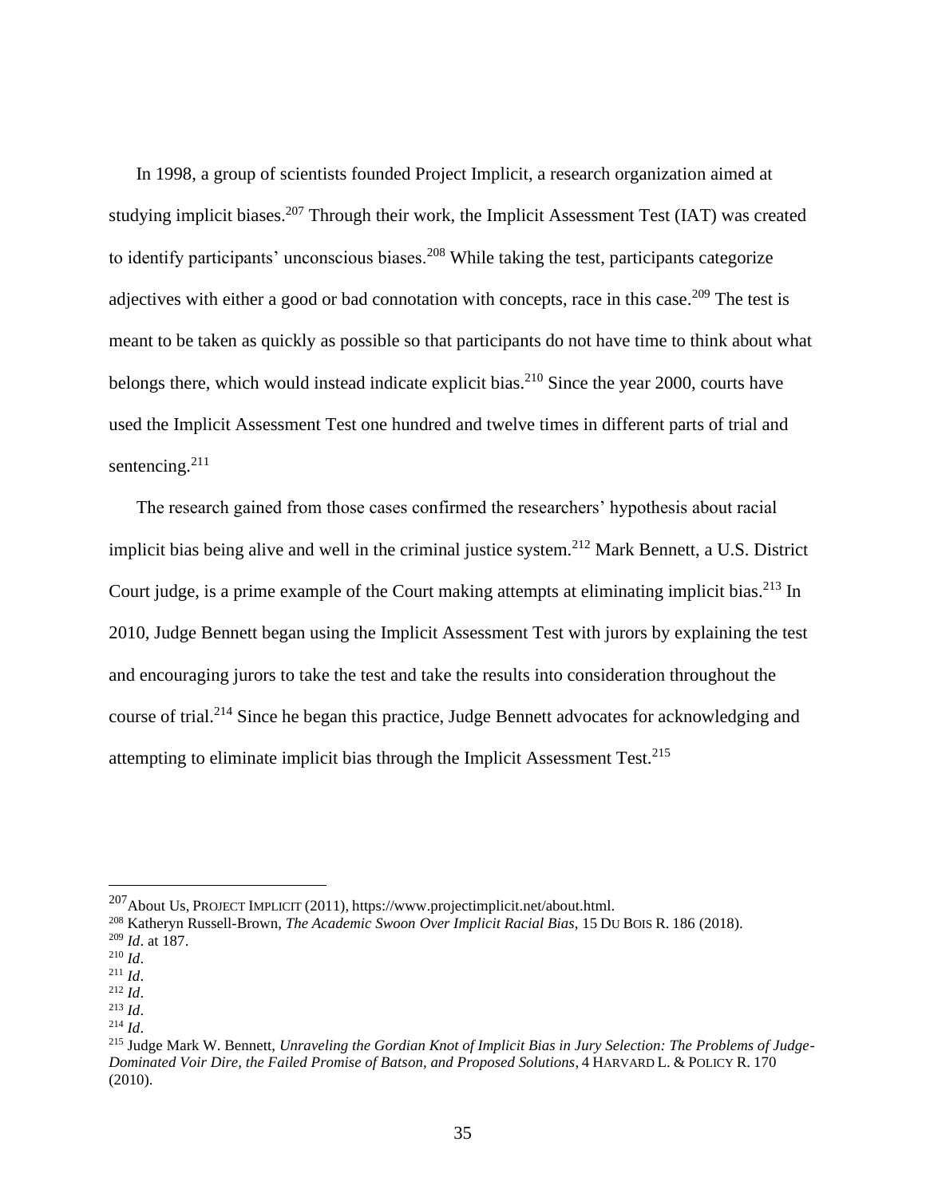In 1998, a group of scientists founded Project Implicit, a research organization aimed at studying implicit biases.[207] Through their work, the Implicit Assessment Test (IAT) was created to identify participants' unconscious biases.[208] While taking the test, participants categorize adjectives with either a good or bad connotation with concepts, race in this case.[209] The test is meant to be taken as quickly as possible so that participants do not have time to think about what belongs there, which would instead indicate explicit bias.[210] Since the year 2000, courts have used the Implicit Assessment Test one hundred and twelve times in different parts of trial and sentencing.[211]

The research gained from those cases confirmed the researchers' hypothesis about racial implicit bias being alive and well in the criminal justice system.[212] Mark Bennett, a U.S. District Court judge, is a prime example of the Court making attempts at eliminating implicit bias.[213] In 2010, Judge Bennett began using the Implicit Assessment Test with jurors by explaining the test and encouraging jurors to take the test and take the results into consideration throughout the course of trial.[214] Since he began this practice, Judge Bennett advocates for acknowledging and attempting to eliminate implicit bias through the Implicit Assessment Test.[215]

---

[207] About Us, PROJECT IMPLICIT (2011), https://www.projectimplicit.net/about.html.

[208] Katheryn Russell-Brown, *The Academic Swoon Over Implicit Racial Bias*, 15 DU BOIS R. 186 (2018).

[209] *Id*. at 187.

[210] *Id*.

[211] *Id*.

[212] *Id*.

[213] *Id*.

[214] *Id*.

[215] Judge Mark W. Bennett, *Unraveling the Gordian Knot of Implicit Bias in Jury Selection: The Problems of Judge-Dominated Voir Dire, the Failed Promise of Batson, and Proposed Solutions*, 4 HARVARD L. & POLICY R. 170 (2010).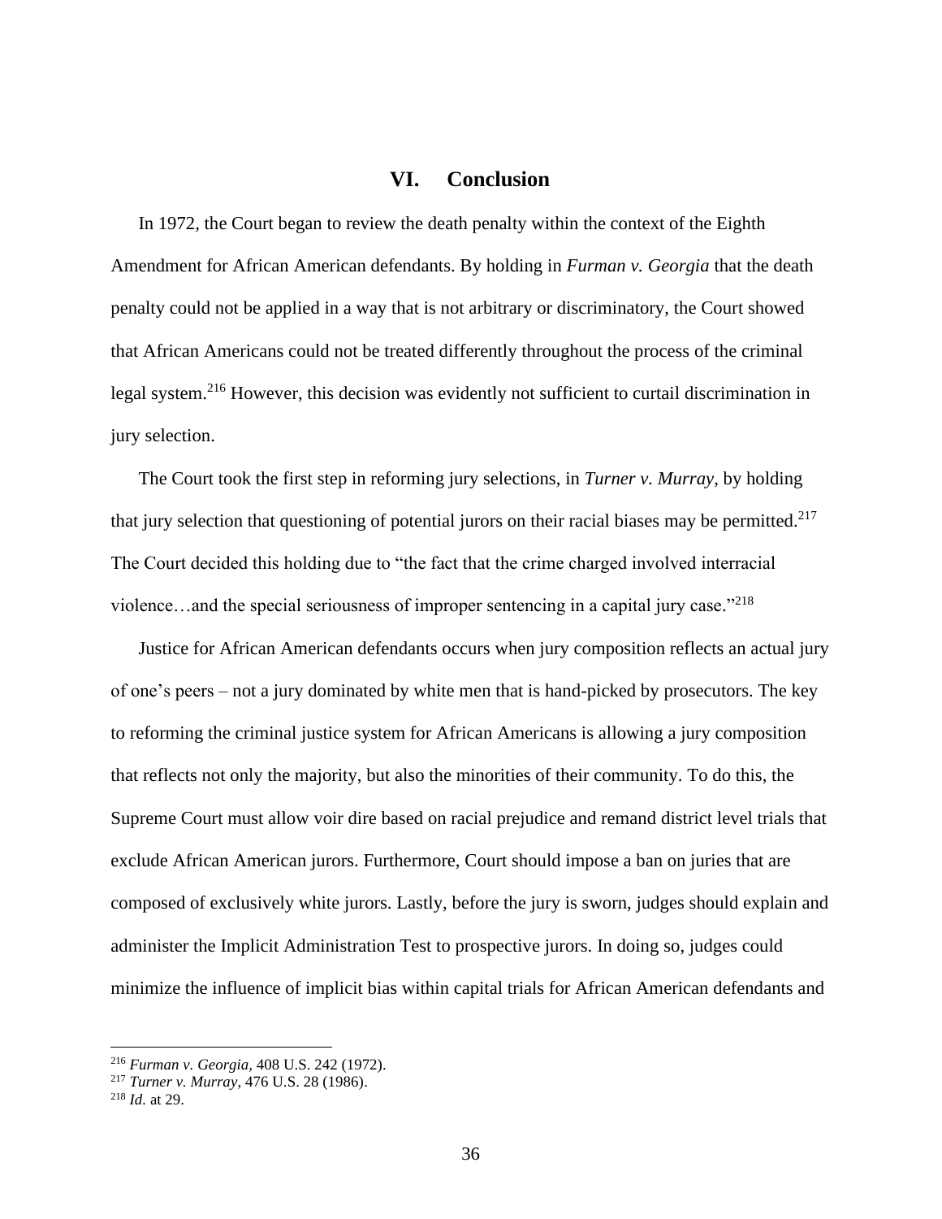## VI. Conclusion

In 1972, the Court began to review the death penalty within the context of the Eighth Amendment for African American defendants. By holding in *Furman v. Georgia* that the death penalty could not be applied in a way that is not arbitrary or discriminatory, the Court showed that African Americans could not be treated differently throughout the process of the criminal legal system.[216] However, this decision was evidently not sufficient to curtail discrimination in jury selection.

The Court took the first step in reforming jury selections, in *Turner v. Murray*, by holding that jury selection that questioning of potential jurors on their racial biases may be permitted.[217] The Court decided this holding due to "the fact that the crime charged involved interracial violence…and the special seriousness of improper sentencing in a capital jury case."[218]

Justice for African American defendants occurs when jury composition reflects an actual jury of one's peers – not a jury dominated by white men that is hand-picked by prosecutors. The key to reforming the criminal justice system for African Americans is allowing a jury composition that reflects not only the majority, but also the minorities of their community. To do this, the Supreme Court must allow voir dire based on racial prejudice and remand district level trials that exclude African American jurors. Furthermore, Court should impose a ban on juries that are composed of exclusively white jurors. Lastly, before the jury is sworn, judges should explain and administer the Implicit Administration Test to prospective jurors. In doing so, judges could minimize the influence of implicit bias within capital trials for African American defendants and

---

[216] *Furman v. Georgia*, 408 U.S. 242 (1972).

[217] *Turner v. Murray*, 476 U.S. 28 (1986).

[218] *Id.* at 29.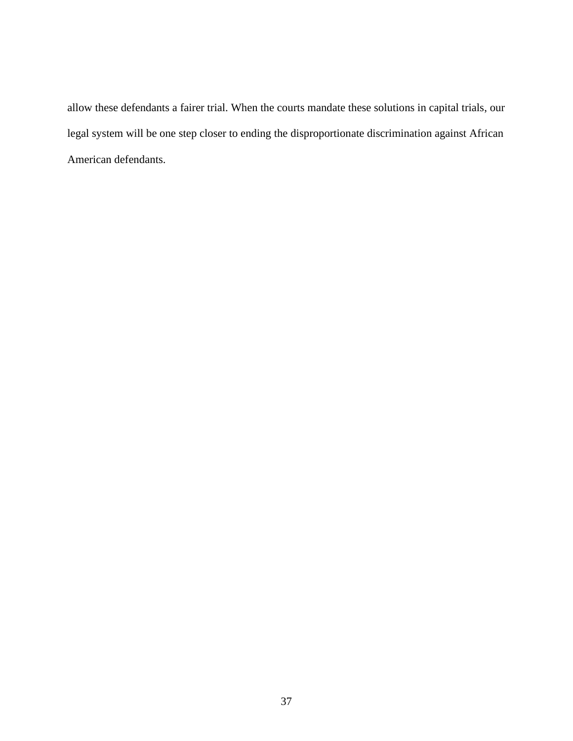allow these defendants a fairer trial. When the courts mandate these solutions in capital trials, our legal system will be one step closer to ending the disproportionate discrimination against African American defendants.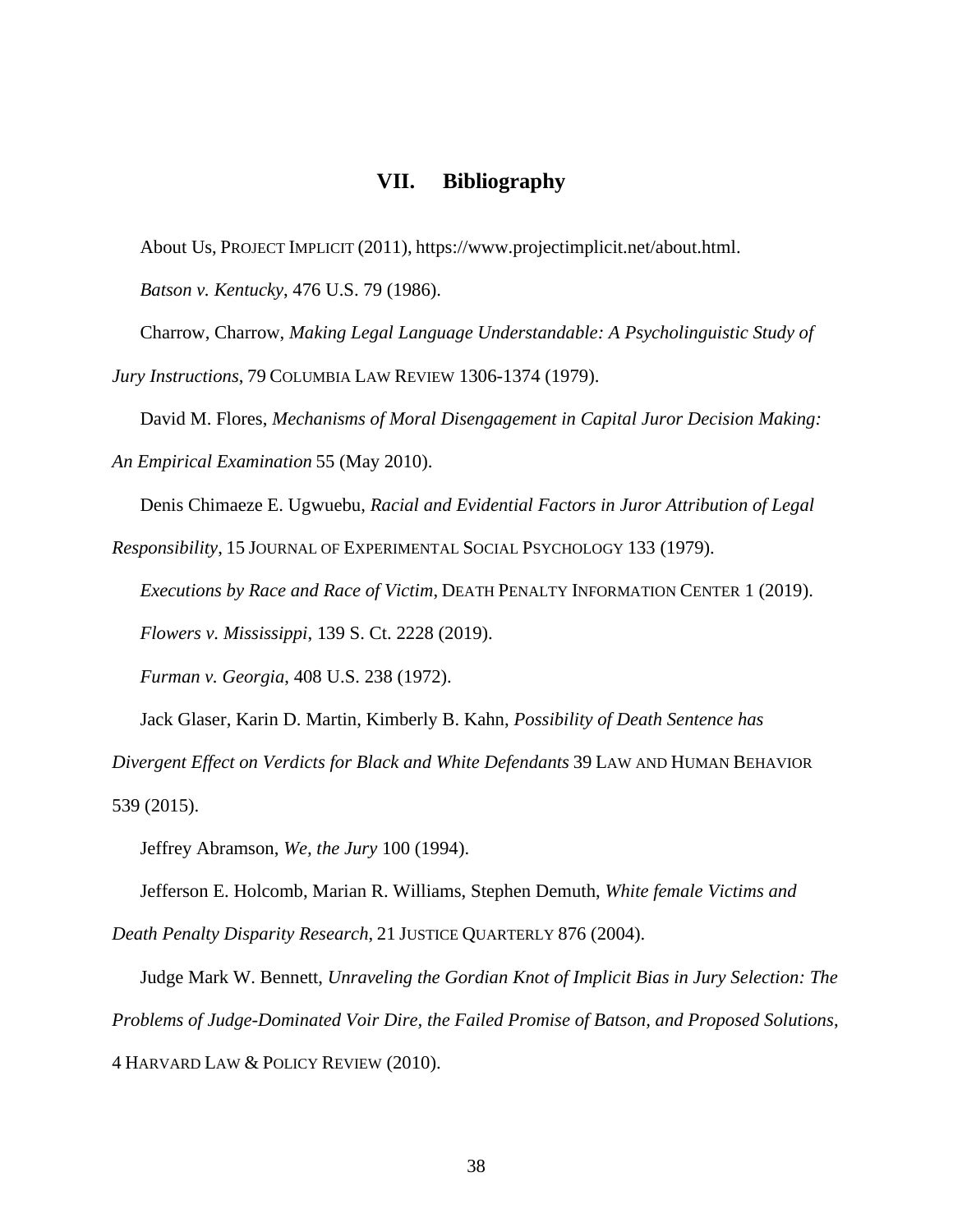## VII. Bibliography

About Us, PROJECT IMPLICIT (2011), https://www.projectimplicit.net/about.html.

*Batson v. Kentucky*, 476 U.S. 79 (1986).

Charrow, Charrow, *Making Legal Language Understandable: A Psycholinguistic Study of Jury Instructions*, 79 COLUMBIA LAW REVIEW 1306-1374 (1979).

David M. Flores, *Mechanisms of Moral Disengagement in Capital Juror Decision Making: An Empirical Examination* 55 (May 2010).

Denis Chimaeze E. Ugwuebu, *Racial and Evidential Factors in Juror Attribution of Legal Responsibility*, 15 JOURNAL OF EXPERIMENTAL SOCIAL PSYCHOLOGY 133 (1979).

*Executions by Race and Race of Victim*, DEATH PENALTY INFORMATION CENTER 1 (2019).

*Flowers v. Mississippi*, 139 S. Ct. 2228 (2019).

*Furman v. Georgia*, 408 U.S. 238 (1972).

Jack Glaser, Karin D. Martin, Kimberly B. Kahn, *Possibility of Death Sentence has Divergent Effect on Verdicts for Black and White Defendants* 39 LAW AND HUMAN BEHAVIOR 539 (2015).

Jeffrey Abramson, *We, the Jury* 100 (1994).

Jefferson E. Holcomb, Marian R. Williams, Stephen Demuth, *White female Victims and Death Penalty Disparity Research*, 21 JUSTICE QUARTERLY 876 (2004).

Judge Mark W. Bennett, *Unraveling the Gordian Knot of Implicit Bias in Jury Selection: The Problems of Judge-Dominated Voir Dire, the Failed Promise of Batson, and Proposed Solutions*, 4 HARVARD LAW & POLICY REVIEW (2010).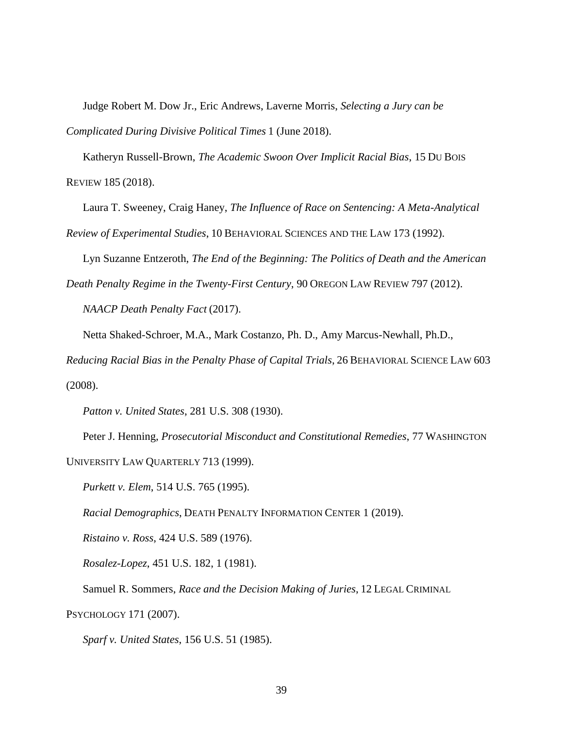Judge Robert M. Dow Jr., Eric Andrews, Laverne Morris, *Selecting a Jury can be Complicated During Divisive Political Times* 1 (June 2018).

Katheryn Russell-Brown, *The Academic Swoon Over Implicit Racial Bias*, 15 DU BOIS REVIEW 185 (2018).

Laura T. Sweeney, Craig Haney, *The Influence of Race on Sentencing: A Meta-Analytical Review of Experimental Studies*, 10 BEHAVIORAL SCIENCES AND THE LAW 173 (1992).

Lyn Suzanne Entzeroth, *The End of the Beginning: The Politics of Death and the American Death Penalty Regime in the Twenty-First Century*, 90 OREGON LAW REVIEW 797 (2012).

*NAACP Death Penalty Fact* (2017).

Netta Shaked-Schroer, M.A., Mark Costanzo, Ph. D., Amy Marcus-Newhall, Ph.D., *Reducing Racial Bias in the Penalty Phase of Capital Trials*, 26 BEHAVIORAL SCIENCE LAW 603 (2008).

*Patton v. United States*, 281 U.S. 308 (1930).

Peter J. Henning, *Prosecutorial Misconduct and Constitutional Remedies*, 77 WASHINGTON UNIVERSITY LAW QUARTERLY 713 (1999).

*Purkett v. Elem*, 514 U.S. 765 (1995).

*Racial Demographics*, DEATH PENALTY INFORMATION CENTER 1 (2019).

*Ristaino v. Ross*, 424 U.S. 589 (1976).

*Rosalez-Lopez*, 451 U.S. 182, 1 (1981).

Samuel R. Sommers, *Race and the Decision Making of Juries*, 12 LEGAL CRIMINAL PSYCHOLOGY 171 (2007).

*Sparf v. United States*, 156 U.S. 51 (1985).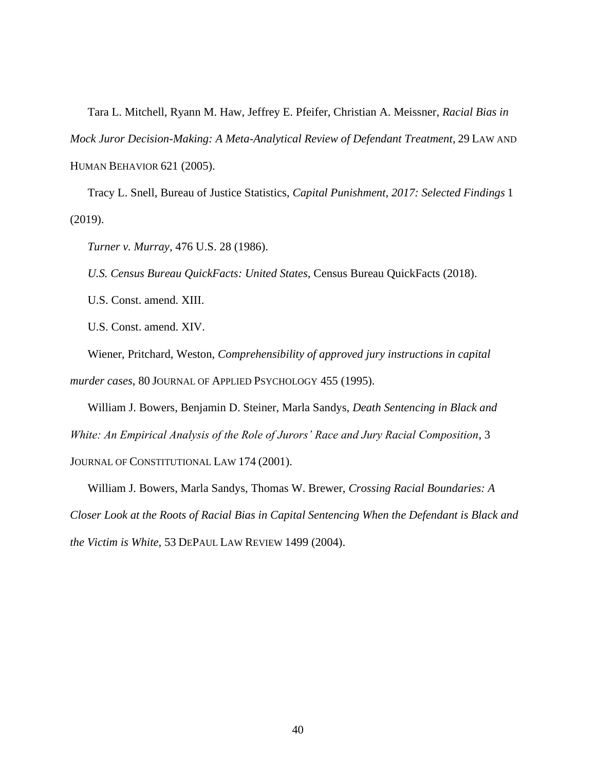Tara L. Mitchell, Ryann M. Haw, Jeffrey E. Pfeifer, Christian A. Meissner, *Racial Bias in Mock Juror Decision-Making: A Meta-Analytical Review of Defendant Treatment*, 29 LAW AND HUMAN BEHAVIOR 621 (2005).

Tracy L. Snell, Bureau of Justice Statistics, *Capital Punishment, 2017: Selected Findings* 1 (2019).

*Turner v. Murray*, 476 U.S. 28 (1986).

*U.S. Census Bureau QuickFacts: United States*, Census Bureau QuickFacts (2018).

U.S. Const. amend. XIII.

U.S. Const. amend. XIV.

Wiener, Pritchard, Weston, *Comprehensibility of approved jury instructions in capital murder cases*, 80 JOURNAL OF APPLIED PSYCHOLOGY 455 (1995).

William J. Bowers, Benjamin D. Steiner, Marla Sandys, *Death Sentencing in Black and White: An Empirical Analysis of the Role of Jurors' Race and Jury Racial Composition*, 3 JOURNAL OF CONSTITUTIONAL LAW 174 (2001).

William J. Bowers, Marla Sandys, Thomas W. Brewer, *Crossing Racial Boundaries: A Closer Look at the Roots of Racial Bias in Capital Sentencing When the Defendant is Black and the Victim is White*, 53 DEPAUL LAW REVIEW 1499 (2004).